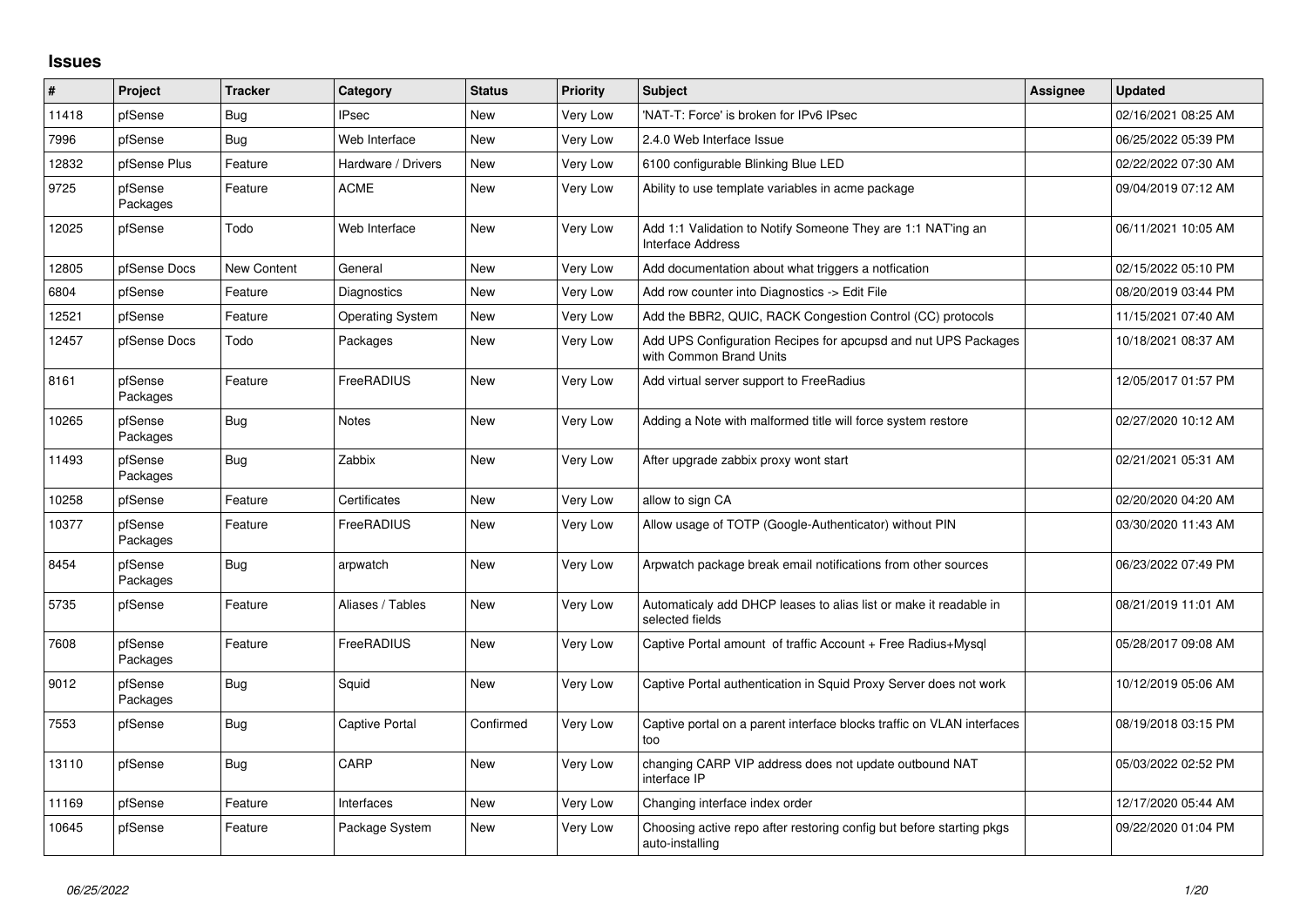## Issues

| # | Project | Tracker | Category | Status | Priority | Subject | Assignee | Updated |
|---|---|---|---|---|---|---|---|---|
| 11418 | pfSense | Bug | IPsec | New | Very Low | 'NAT-T: Force' is broken for IPv6 IPsec | | 02/16/2021 08:25 AM |
| 7996 | pfSense | Bug | Web Interface | New | Very Low | 2.4.0 Web Interface Issue | | 06/25/2022 05:39 PM |
| 12832 | pfSense Plus | Feature | Hardware / Drivers | New | Very Low | 6100 configurable Blinking Blue LED | | 02/22/2022 07:30 AM |
| 9725 | pfSense Packages | Feature | ACME | New | Very Low | Ability to use template variables in acme package | | 09/04/2019 07:12 AM |
| 12025 | pfSense | Todo | Web Interface | New | Very Low | Add 1:1 Validation to Notify Someone They are 1:1 NAT'ing an Interface Address | | 06/11/2021 10:05 AM |
| 12805 | pfSense Docs | New Content | General | New | Very Low | Add documentation about what triggers a notfication | | 02/15/2022 05:10 PM |
| 6804 | pfSense | Feature | Diagnostics | New | Very Low | Add row counter into Diagnostics -> Edit File | | 08/20/2019 03:44 PM |
| 12521 | pfSense | Feature | Operating System | New | Very Low | Add the BBR2, QUIC, RACK Congestion Control (CC) protocols | | 11/15/2021 07:40 AM |
| 12457 | pfSense Docs | Todo | Packages | New | Very Low | Add UPS Configuration Recipes for apcupsd and nut UPS Packages with Common Brand Units | | 10/18/2021 08:37 AM |
| 8161 | pfSense Packages | Feature | FreeRADIUS | New | Very Low | Add virtual server support to FreeRadius | | 12/05/2017 01:57 PM |
| 10265 | pfSense Packages | Bug | Notes | New | Very Low | Adding a Note with malformed title will force system restore | | 02/27/2020 10:12 AM |
| 11493 | pfSense Packages | Bug | Zabbix | New | Very Low | After upgrade zabbix proxy wont start | | 02/21/2021 05:31 AM |
| 10258 | pfSense | Feature | Certificates | New | Very Low | allow to sign CA | | 02/20/2020 04:20 AM |
| 10377 | pfSense Packages | Feature | FreeRADIUS | New | Very Low | Allow usage of TOTP (Google-Authenticator) without PIN | | 03/30/2020 11:43 AM |
| 8454 | pfSense Packages | Bug | arpwatch | New | Very Low | Arpwatch package break email notifications from other sources | | 06/23/2022 07:49 PM |
| 5735 | pfSense | Feature | Aliases / Tables | New | Very Low | Automaticaly add DHCP leases to alias list or make it readable in selected fields | | 08/21/2019 11:01 AM |
| 7608 | pfSense Packages | Feature | FreeRADIUS | New | Very Low | Captive Portal amount of traffic Account + Free Radius+Mysql | | 05/28/2017 09:08 AM |
| 9012 | pfSense Packages | Bug | Squid | New | Very Low | Captive Portal authentication in Squid Proxy Server does not work | | 10/12/2019 05:06 AM |
| 7553 | pfSense | Bug | Captive Portal | Confirmed | Very Low | Captive portal on a parent interface blocks traffic on VLAN interfaces too | | 08/19/2018 03:15 PM |
| 13110 | pfSense | Bug | CARP | New | Very Low | changing CARP VIP address does not update outbound NAT interface IP | | 05/03/2022 02:52 PM |
| 11169 | pfSense | Feature | Interfaces | New | Very Low | Changing interface index order | | 12/17/2020 05:44 AM |
| 10645 | pfSense | Feature | Package System | New | Very Low | Choosing active repo after restoring config but before starting pkgs auto-installing | | 09/22/2020 01:04 PM |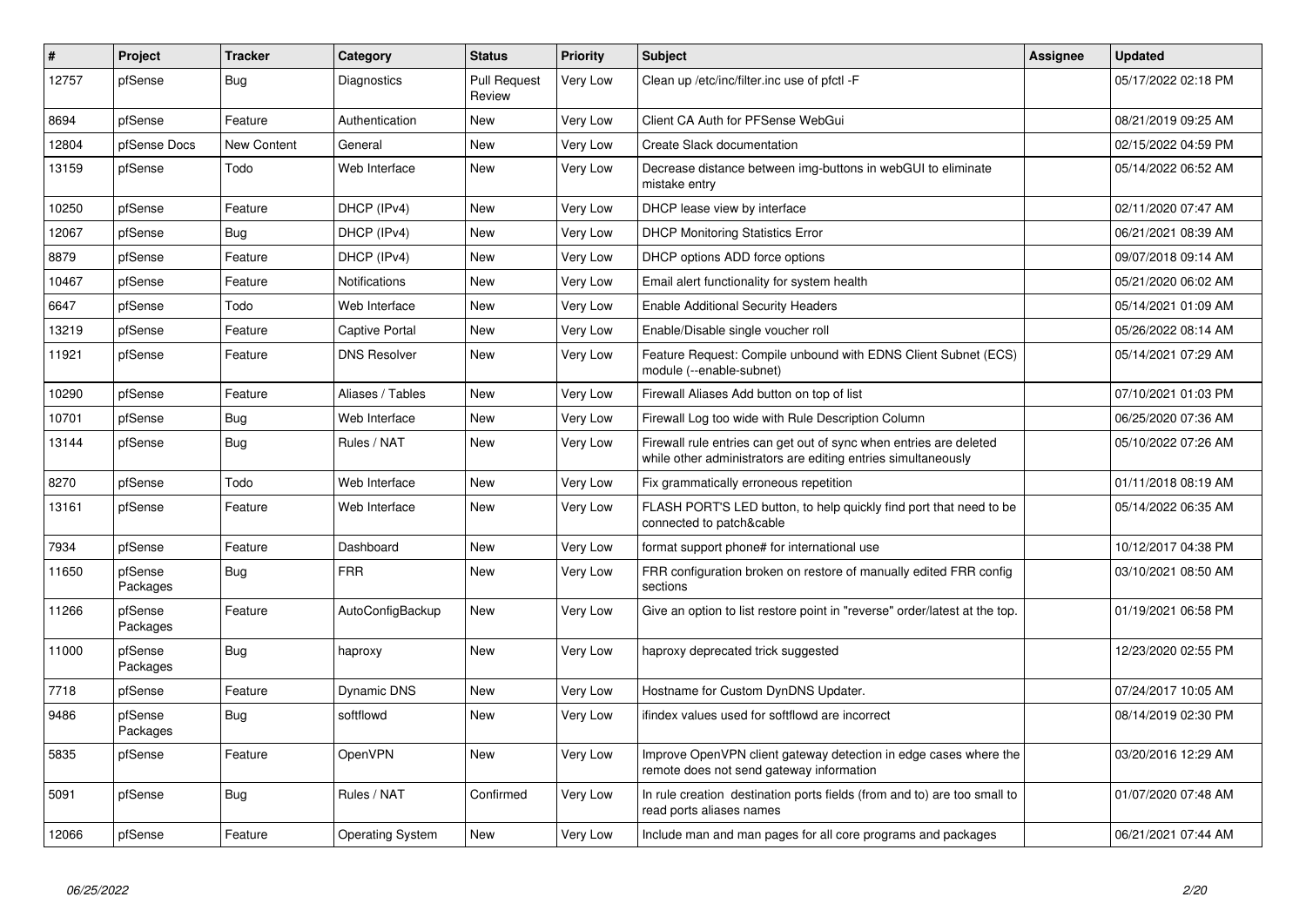| # | Project | Tracker | Category | Status | Priority | Subject | Assignee | Updated |
|---|---|---|---|---|---|---|---|---|
| 12757 | pfSense | Bug | Diagnostics | Pull Request Review | Very Low | Clean up /etc/inc/filter.inc use of pfctl -F | | 05/17/2022 02:18 PM |
| 8694 | pfSense | Feature | Authentication | New | Very Low | Client CA Auth for PFSense WebGui | | 08/21/2019 09:25 AM |
| 12804 | pfSense Docs | New Content | General | New | Very Low | Create Slack documentation | | 02/15/2022 04:59 PM |
| 13159 | pfSense | Todo | Web Interface | New | Very Low | Decrease distance between img-buttons in webGUI to eliminate mistake entry | | 05/14/2022 06:52 AM |
| 10250 | pfSense | Feature | DHCP (IPv4) | New | Very Low | DHCP lease view by interface | | 02/11/2020 07:47 AM |
| 12067 | pfSense | Bug | DHCP (IPv4) | New | Very Low | DHCP Monitoring Statistics Error | | 06/21/2021 08:39 AM |
| 8879 | pfSense | Feature | DHCP (IPv4) | New | Very Low | DHCP options ADD force options | | 09/07/2018 09:14 AM |
| 10467 | pfSense | Feature | Notifications | New | Very Low | Email alert functionality for system health | | 05/21/2020 06:02 AM |
| 6647 | pfSense | Todo | Web Interface | New | Very Low | Enable Additional Security Headers | | 05/14/2021 01:09 AM |
| 13219 | pfSense | Feature | Captive Portal | New | Very Low | Enable/Disable single voucher roll | | 05/26/2022 08:14 AM |
| 11921 | pfSense | Feature | DNS Resolver | New | Very Low | Feature Request: Compile unbound with EDNS Client Subnet (ECS) module (--enable-subnet) | | 05/14/2021 07:29 AM |
| 10290 | pfSense | Feature | Aliases / Tables | New | Very Low | Firewall Aliases Add button on top of list | | 07/10/2021 01:03 PM |
| 10701 | pfSense | Bug | Web Interface | New | Very Low | Firewall Log too wide with Rule Description Column | | 06/25/2020 07:36 AM |
| 13144 | pfSense | Bug | Rules / NAT | New | Very Low | Firewall rule entries can get out of sync when entries are deleted while other administrators are editing entries simultaneously | | 05/10/2022 07:26 AM |
| 8270 | pfSense | Todo | Web Interface | New | Very Low | Fix grammatically erroneous repetition | | 01/11/2018 08:19 AM |
| 13161 | pfSense | Feature | Web Interface | New | Very Low | FLASH PORT'S LED button, to help quickly find port that need to be connected to patch&cable | | 05/14/2022 06:35 AM |
| 7934 | pfSense | Feature | Dashboard | New | Very Low | format support phone# for international use | | 10/12/2017 04:38 PM |
| 11650 | pfSense Packages | Bug | FRR | New | Very Low | FRR configuration broken on restore of manually edited FRR config sections | | 03/10/2021 08:50 AM |
| 11266 | pfSense Packages | Feature | AutoConfigBackup | New | Very Low | Give an option to list restore point in "reverse" order/latest at the top. | | 01/19/2021 06:58 PM |
| 11000 | pfSense Packages | Bug | haproxy | New | Very Low | haproxy deprecated trick suggested | | 12/23/2020 02:55 PM |
| 7718 | pfSense | Feature | Dynamic DNS | New | Very Low | Hostname for Custom DynDNS Updater. | | 07/24/2017 10:05 AM |
| 9486 | pfSense Packages | Bug | softflowd | New | Very Low | ifindex values used for softflowd are incorrect | | 08/14/2019 02:30 PM |
| 5835 | pfSense | Feature | OpenVPN | New | Very Low | Improve OpenVPN client gateway detection in edge cases where the remote does not send gateway information | | 03/20/2016 12:29 AM |
| 5091 | pfSense | Bug | Rules / NAT | Confirmed | Very Low | In rule creation destination ports fields (from and to) are too small to read ports aliases names | | 01/07/2020 07:48 AM |
| 12066 | pfSense | Feature | Operating System | New | Very Low | Include man and man pages for all core programs and packages | | 06/21/2021 07:44 AM |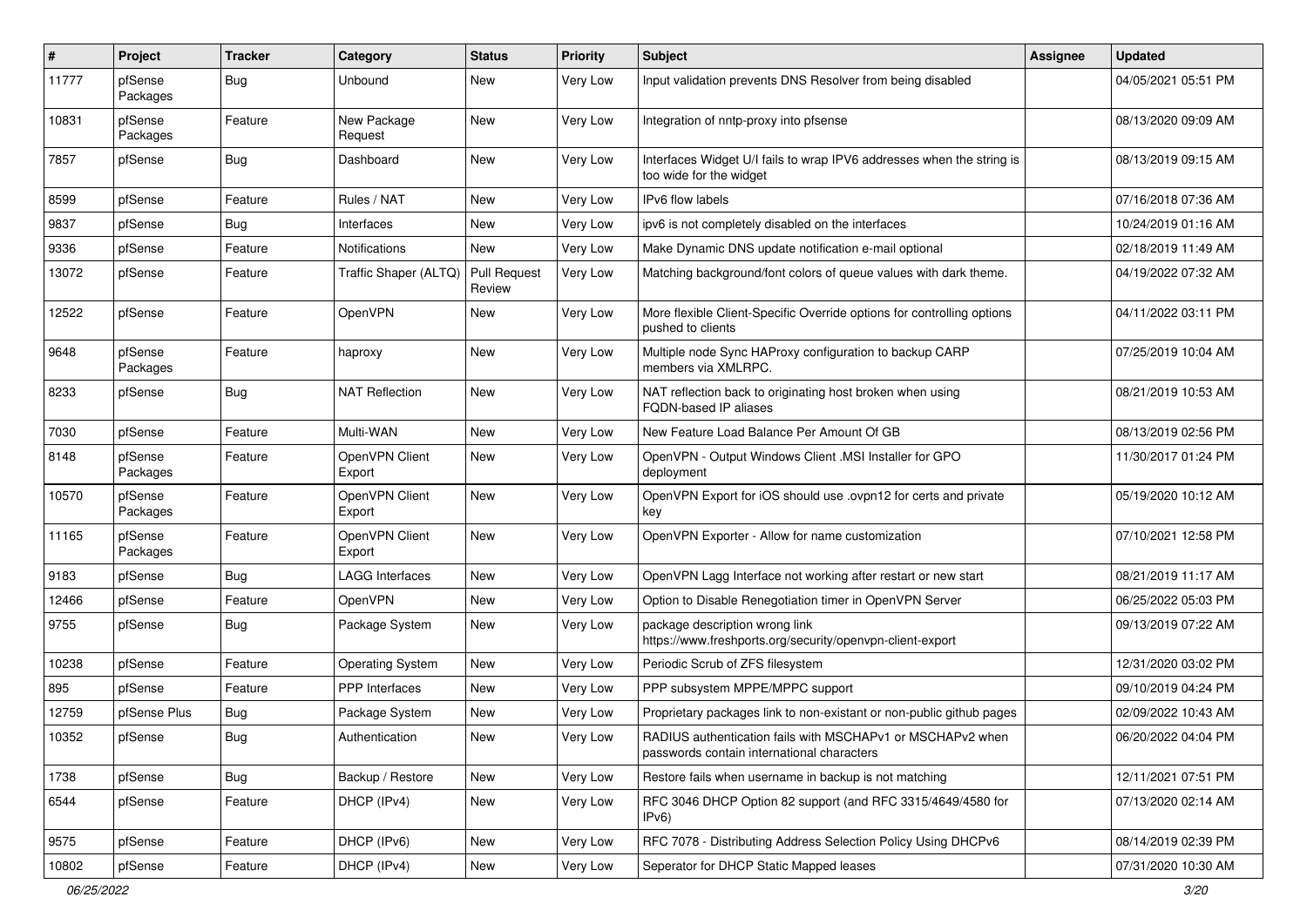| # | Project | Tracker | Category | Status | Priority | Subject | Assignee | Updated |
|---|---|---|---|---|---|---|---|---|
| 11777 | pfSense Packages | Bug | Unbound | New | Very Low | Input validation prevents DNS Resolver from being disabled | | 04/05/2021 05:51 PM |
| 10831 | pfSense Packages | Feature | New Package Request | New | Very Low | Integration of nntp-proxy into pfsense | | 08/13/2020 09:09 AM |
| 7857 | pfSense | Bug | Dashboard | New | Very Low | Interfaces Widget U/I fails to wrap IPV6 addresses when the string is too wide for the widget | | 08/13/2019 09:15 AM |
| 8599 | pfSense | Feature | Rules / NAT | New | Very Low | IPv6 flow labels | | 07/16/2018 07:36 AM |
| 9837 | pfSense | Bug | Interfaces | New | Very Low | ipv6 is not completely disabled on the interfaces | | 10/24/2019 01:16 AM |
| 9336 | pfSense | Feature | Notifications | New | Very Low | Make Dynamic DNS update notification e-mail optional | | 02/18/2019 11:49 AM |
| 13072 | pfSense | Feature | Traffic Shaper (ALTQ) | Pull Request Review | Very Low | Matching background/font colors of queue values with dark theme. | | 04/19/2022 07:32 AM |
| 12522 | pfSense | Feature | OpenVPN | New | Very Low | More flexible Client-Specific Override options for controlling options pushed to clients | | 04/11/2022 03:11 PM |
| 9648 | pfSense Packages | Feature | haproxy | New | Very Low | Multiple node Sync HAProxy configuration to backup CARP members via XMLRPC. | | 07/25/2019 10:04 AM |
| 8233 | pfSense | Bug | NAT Reflection | New | Very Low | NAT reflection back to originating host broken when using FQDN-based IP aliases | | 08/21/2019 10:53 AM |
| 7030 | pfSense | Feature | Multi-WAN | New | Very Low | New Feature Load Balance Per Amount Of GB | | 08/13/2019 02:56 PM |
| 8148 | pfSense Packages | Feature | OpenVPN Client Export | New | Very Low | OpenVPN - Output Windows Client .MSI Installer for GPO deployment | | 11/30/2017 01:24 PM |
| 10570 | pfSense Packages | Feature | OpenVPN Client Export | New | Very Low | OpenVPN Export for iOS should use .ovpn12 for certs and private key | | 05/19/2020 10:12 AM |
| 11165 | pfSense Packages | Feature | OpenVPN Client Export | New | Very Low | OpenVPN Exporter - Allow for name customization | | 07/10/2021 12:58 PM |
| 9183 | pfSense | Bug | LAGG Interfaces | New | Very Low | OpenVPN Lagg Interface not working after restart or new start | | 08/21/2019 11:17 AM |
| 12466 | pfSense | Feature | OpenVPN | New | Very Low | Option to Disable Renegotiation timer in OpenVPN Server | | 06/25/2022 05:03 PM |
| 9755 | pfSense | Bug | Package System | New | Very Low | package description wrong link https://www.freshports.org/security/openvpn-client-export | | 09/13/2019 07:22 AM |
| 10238 | pfSense | Feature | Operating System | New | Very Low | Periodic Scrub of ZFS filesystem | | 12/31/2020 03:02 PM |
| 895 | pfSense | Feature | PPP Interfaces | New | Very Low | PPP subsystem MPPE/MPPC support | | 09/10/2019 04:24 PM |
| 12759 | pfSense Plus | Bug | Package System | New | Very Low | Proprietary packages link to non-existant or non-public github pages | | 02/09/2022 10:43 AM |
| 10352 | pfSense | Bug | Authentication | New | Very Low | RADIUS authentication fails with MSCHAPv1 or MSCHAPv2 when passwords contain international characters | | 06/20/2022 04:04 PM |
| 1738 | pfSense | Bug | Backup / Restore | New | Very Low | Restore fails when username in backup is not matching | | 12/11/2021 07:51 PM |
| 6544 | pfSense | Feature | DHCP (IPv4) | New | Very Low | RFC 3046 DHCP Option 82 support (and RFC 3315/4649/4580 for IPv6) | | 07/13/2020 02:14 AM |
| 9575 | pfSense | Feature | DHCP (IPv6) | New | Very Low | RFC 7078 - Distributing Address Selection Policy Using DHCPv6 | | 08/14/2019 02:39 PM |
| 10802 | pfSense | Feature | DHCP (IPv4) | New | Very Low | Seperator for DHCP Static Mapped leases | | 07/31/2020 10:30 AM |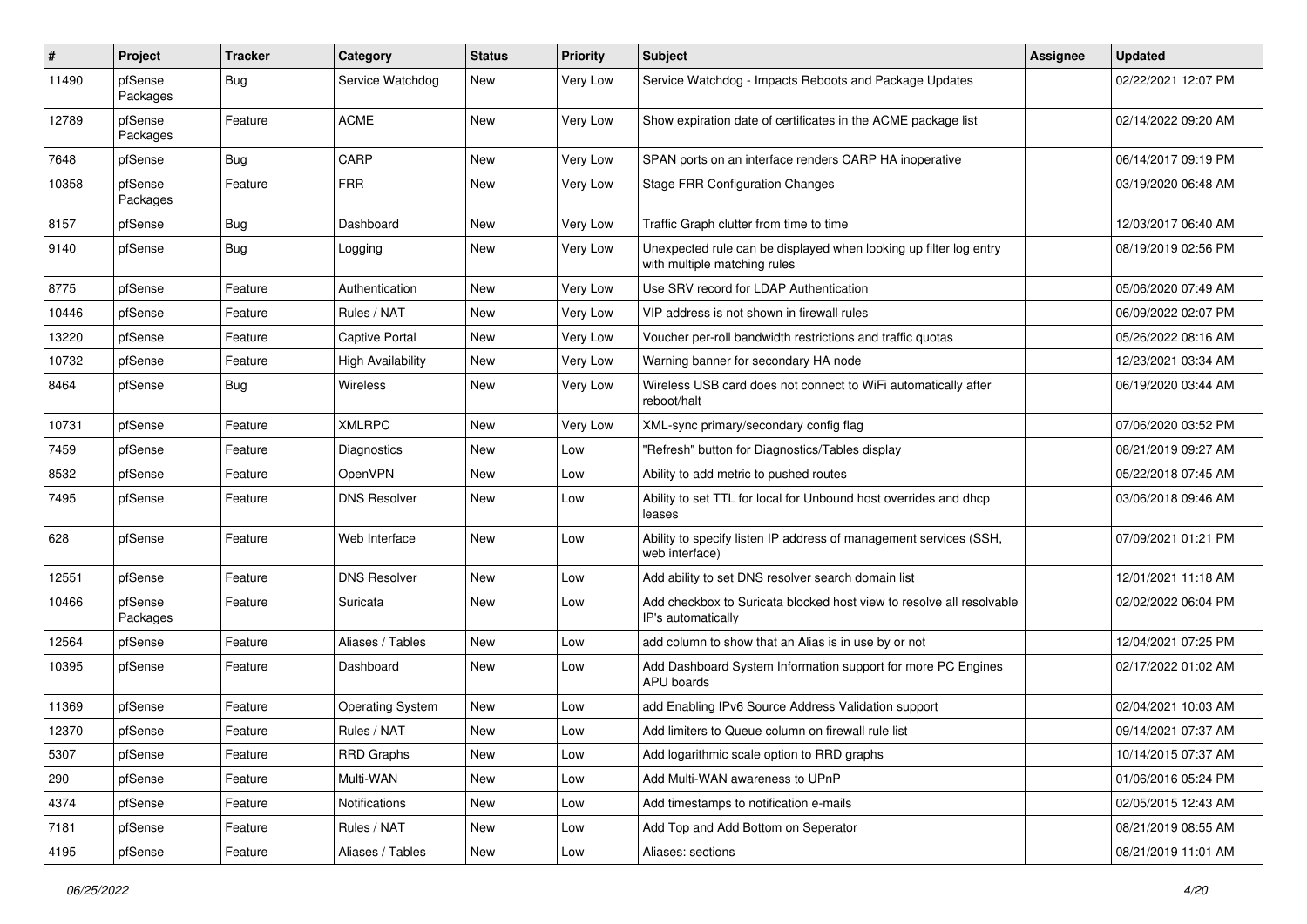| # | Project | Tracker | Category | Status | Priority | Subject | Assignee | Updated |
|---|---|---|---|---|---|---|---|---|
| 11490 | pfSense Packages | Bug | Service Watchdog | New | Very Low | Service Watchdog - Impacts Reboots and Package Updates | | 02/22/2021 12:07 PM |
| 12789 | pfSense Packages | Feature | ACME | New | Very Low | Show expiration date of certificates in the ACME package list | | 02/14/2022 09:20 AM |
| 7648 | pfSense | Bug | CARP | New | Very Low | SPAN ports on an interface renders CARP HA inoperative | | 06/14/2017 09:19 PM |
| 10358 | pfSense Packages | Feature | FRR | New | Very Low | Stage FRR Configuration Changes | | 03/19/2020 06:48 AM |
| 8157 | pfSense | Bug | Dashboard | New | Very Low | Traffic Graph clutter from time to time | | 12/03/2017 06:40 AM |
| 9140 | pfSense | Bug | Logging | New | Very Low | Unexpected rule can be displayed when looking up filter log entry with multiple matching rules | | 08/19/2019 02:56 PM |
| 8775 | pfSense | Feature | Authentication | New | Very Low | Use SRV record for LDAP Authentication | | 05/06/2020 07:49 AM |
| 10446 | pfSense | Feature | Rules / NAT | New | Very Low | VIP address is not shown in firewall rules | | 06/09/2022 02:07 PM |
| 13220 | pfSense | Feature | Captive Portal | New | Very Low | Voucher per-roll bandwidth restrictions and traffic quotas | | 05/26/2022 08:16 AM |
| 10732 | pfSense | Feature | High Availability | New | Very Low | Warning banner for secondary HA node | | 12/23/2021 03:34 AM |
| 8464 | pfSense | Bug | Wireless | New | Very Low | Wireless USB card does not connect to WiFi automatically after reboot/halt | | 06/19/2020 03:44 AM |
| 10731 | pfSense | Feature | XMLRPC | New | Very Low | XML-sync primary/secondary config flag | | 07/06/2020 03:52 PM |
| 7459 | pfSense | Feature | Diagnostics | New | Low | "Refresh" button for Diagnostics/Tables display | | 08/21/2019 09:27 AM |
| 8532 | pfSense | Feature | OpenVPN | New | Low | Ability to add metric to pushed routes | | 05/22/2018 07:45 AM |
| 7495 | pfSense | Feature | DNS Resolver | New | Low | Ability to set TTL for local for Unbound host overrides and dhcp leases | | 03/06/2018 09:46 AM |
| 628 | pfSense | Feature | Web Interface | New | Low | Ability to specify listen IP address of management services (SSH, web interface) | | 07/09/2021 01:21 PM |
| 12551 | pfSense | Feature | DNS Resolver | New | Low | Add ability to set DNS resolver search domain list | | 12/01/2021 11:18 AM |
| 10466 | pfSense Packages | Feature | Suricata | New | Low | Add checkbox to Suricata blocked host view to resolve all resolvable IP's automatically | | 02/02/2022 06:04 PM |
| 12564 | pfSense | Feature | Aliases / Tables | New | Low | add column to show that an Alias is in use by or not | | 12/04/2021 07:25 PM |
| 10395 | pfSense | Feature | Dashboard | New | Low | Add Dashboard System Information support for more PC Engines APU boards | | 02/17/2022 01:02 AM |
| 11369 | pfSense | Feature | Operating System | New | Low | add Enabling IPv6 Source Address Validation support | | 02/04/2021 10:03 AM |
| 12370 | pfSense | Feature | Rules / NAT | New | Low | Add limiters to Queue column on firewall rule list | | 09/14/2021 07:37 AM |
| 5307 | pfSense | Feature | RRD Graphs | New | Low | Add logarithmic scale option to RRD graphs | | 10/14/2015 07:37 AM |
| 290 | pfSense | Feature | Multi-WAN | New | Low | Add Multi-WAN awareness to UPnP | | 01/06/2016 05:24 PM |
| 4374 | pfSense | Feature | Notifications | New | Low | Add timestamps to notification e-mails | | 02/05/2015 12:43 AM |
| 7181 | pfSense | Feature | Rules / NAT | New | Low | Add Top and Add Bottom on Seperator | | 08/21/2019 08:55 AM |
| 4195 | pfSense | Feature | Aliases / Tables | New | Low | Aliases: sections | | 08/21/2019 11:01 AM |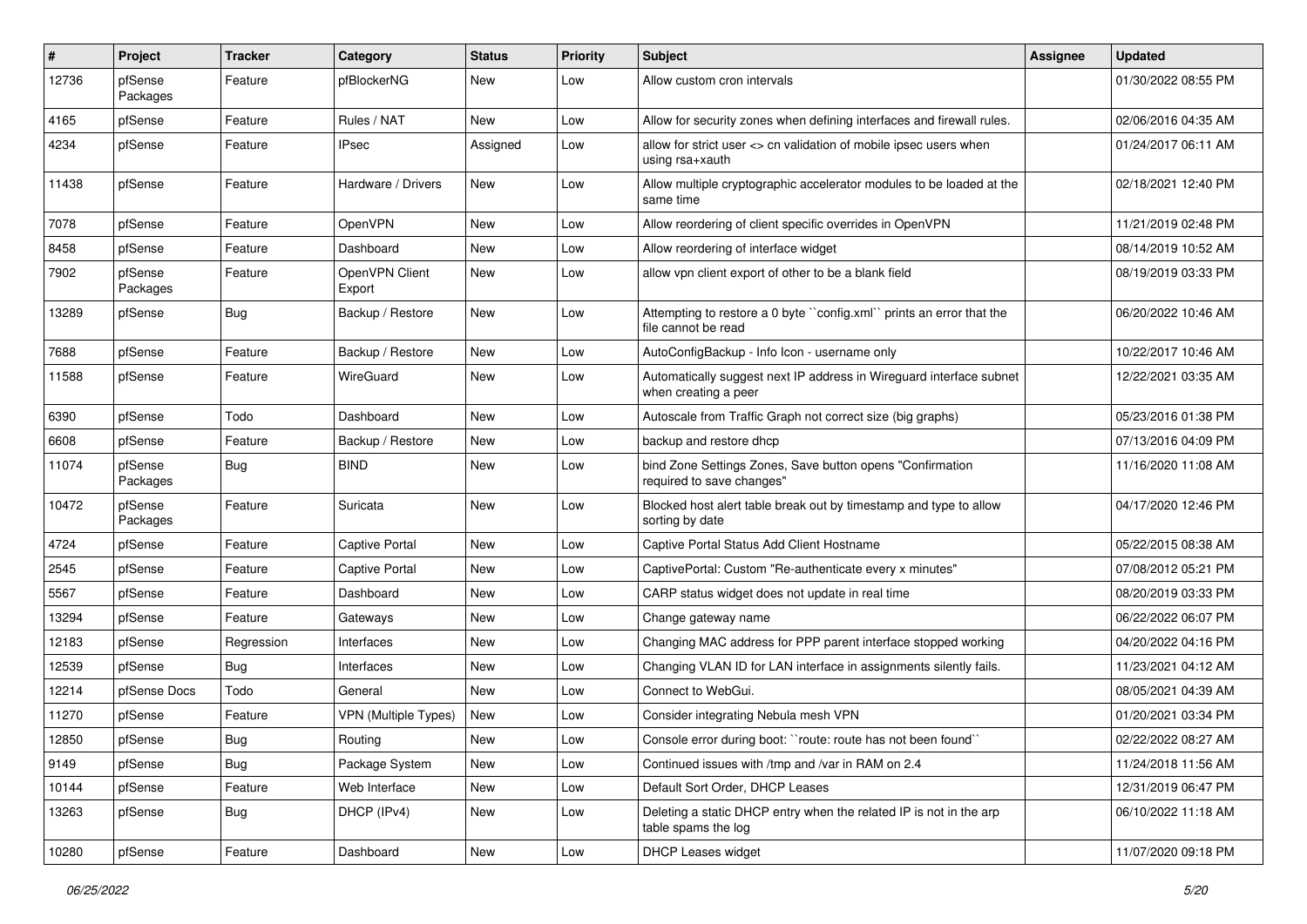| # | Project | Tracker | Category | Status | Priority | Subject | Assignee | Updated |
|---|---|---|---|---|---|---|---|---|
| 12736 | pfSense Packages | Feature | pfBlockerNG | New | Low | Allow custom cron intervals | | 01/30/2022 08:55 PM |
| 4165 | pfSense | Feature | Rules / NAT | New | Low | Allow for security zones when defining interfaces and firewall rules. | | 02/06/2016 04:35 AM |
| 4234 | pfSense | Feature | IPsec | Assigned | Low | allow for strict user <> cn validation of mobile ipsec users when using rsa+xauth | | 01/24/2017 06:11 AM |
| 11438 | pfSense | Feature | Hardware / Drivers | New | Low | Allow multiple cryptographic accelerator modules to be loaded at the same time | | 02/18/2021 12:40 PM |
| 7078 | pfSense | Feature | OpenVPN | New | Low | Allow reordering of client specific overrides in OpenVPN | | 11/21/2019 02:48 PM |
| 8458 | pfSense | Feature | Dashboard | New | Low | Allow reordering of interface widget | | 08/14/2019 10:52 AM |
| 7902 | pfSense Packages | Feature | OpenVPN Client Export | New | Low | allow vpn client export of other to be a blank field | | 08/19/2019 03:33 PM |
| 13289 | pfSense | Bug | Backup / Restore | New | Low | Attempting to restore a 0 byte ``config.xml`` prints an error that the file cannot be read | | 06/20/2022 10:46 AM |
| 7688 | pfSense | Feature | Backup / Restore | New | Low | AutoConfigBackup - Info Icon - username only | | 10/22/2017 10:46 AM |
| 11588 | pfSense | Feature | WireGuard | New | Low | Automatically suggest next IP address in Wireguard interface subnet when creating a peer | | 12/22/2021 03:35 AM |
| 6390 | pfSense | Todo | Dashboard | New | Low | Autoscale from Traffic Graph not correct size (big graphs) | | 05/23/2016 01:38 PM |
| 6608 | pfSense | Feature | Backup / Restore | New | Low | backup and restore dhcp | | 07/13/2016 04:09 PM |
| 11074 | pfSense Packages | Bug | BIND | New | Low | bind Zone Settings Zones, Save button opens "Confirmation required to save changes" | | 11/16/2020 11:08 AM |
| 10472 | pfSense Packages | Feature | Suricata | New | Low | Blocked host alert table break out by timestamp and type to allow sorting by date | | 04/17/2020 12:46 PM |
| 4724 | pfSense | Feature | Captive Portal | New | Low | Captive Portal Status Add Client Hostname | | 05/22/2015 08:38 AM |
| 2545 | pfSense | Feature | Captive Portal | New | Low | CaptivePortal: Custom "Re-authenticate every x minutes" | | 07/08/2012 05:21 PM |
| 5567 | pfSense | Feature | Dashboard | New | Low | CARP status widget does not update in real time | | 08/20/2019 03:33 PM |
| 13294 | pfSense | Feature | Gateways | New | Low | Change gateway name | | 06/22/2022 06:07 PM |
| 12183 | pfSense | Regression | Interfaces | New | Low | Changing MAC address for PPP parent interface stopped working | | 04/20/2022 04:16 PM |
| 12539 | pfSense | Bug | Interfaces | New | Low | Changing VLAN ID for LAN interface in assignments silently fails. | | 11/23/2021 04:12 AM |
| 12214 | pfSense Docs | Todo | General | New | Low | Connect to WebGui. | | 08/05/2021 04:39 AM |
| 11270 | pfSense | Feature | VPN (Multiple Types) | New | Low | Consider integrating Nebula mesh VPN | | 01/20/2021 03:34 PM |
| 12850 | pfSense | Bug | Routing | New | Low | Console error during boot: ``route: route has not been found`` | | 02/22/2022 08:27 AM |
| 9149 | pfSense | Bug | Package System | New | Low | Continued issues with /tmp and /var in RAM on 2.4 | | 11/24/2018 11:56 AM |
| 10144 | pfSense | Feature | Web Interface | New | Low | Default Sort Order, DHCP Leases | | 12/31/2019 06:47 PM |
| 13263 | pfSense | Bug | DHCP (IPv4) | New | Low | Deleting a static DHCP entry when the related IP is not in the arp table spams the log | | 06/10/2022 11:18 AM |
| 10280 | pfSense | Feature | Dashboard | New | Low | DHCP Leases widget | | 11/07/2020 09:18 PM |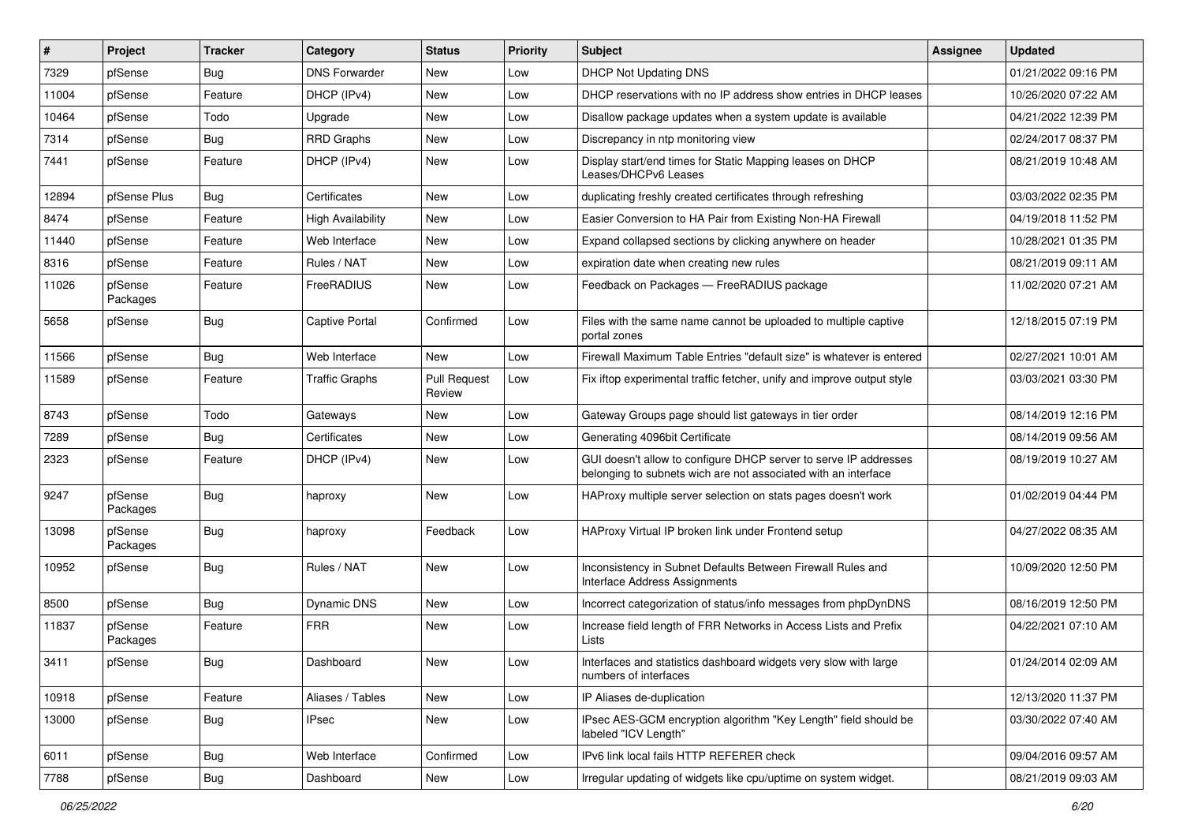| # | Project | Tracker | Category | Status | Priority | Subject | Assignee | Updated |
|---|---|---|---|---|---|---|---|---|
| 7329 | pfSense | Bug | DNS Forwarder | New | Low | DHCP Not Updating DNS | | 01/21/2022 09:16 PM |
| 11004 | pfSense | Feature | DHCP (IPv4) | New | Low | DHCP reservations with no IP address show entries in DHCP leases | | 10/26/2020 07:22 AM |
| 10464 | pfSense | Todo | Upgrade | New | Low | Disallow package updates when a system update is available | | 04/21/2022 12:39 PM |
| 7314 | pfSense | Bug | RRD Graphs | New | Low | Discrepancy in ntp monitoring view | | 02/24/2017 08:37 PM |
| 7441 | pfSense | Feature | DHCP (IPv4) | New | Low | Display start/end times for Static Mapping leases on DHCP Leases/DHCPv6 Leases | | 08/21/2019 10:48 AM |
| 12894 | pfSense Plus | Bug | Certificates | New | Low | duplicating freshly created certificates through refreshing | | 03/03/2022 02:35 PM |
| 8474 | pfSense | Feature | High Availability | New | Low | Easier Conversion to HA Pair from Existing Non-HA Firewall | | 04/19/2018 11:52 PM |
| 11440 | pfSense | Feature | Web Interface | New | Low | Expand collapsed sections by clicking anywhere on header | | 10/28/2021 01:35 PM |
| 8316 | pfSense | Feature | Rules / NAT | New | Low | expiration date when creating new rules | | 08/21/2019 09:11 AM |
| 11026 | pfSense Packages | Feature | FreeRADIUS | New | Low | Feedback on Packages — FreeRADIUS package | | 11/02/2020 07:21 AM |
| 5658 | pfSense | Bug | Captive Portal | Confirmed | Low | Files with the same name cannot be uploaded to multiple captive portal zones | | 12/18/2015 07:19 PM |
| 11566 | pfSense | Bug | Web Interface | New | Low | Firewall Maximum Table Entries "default size" is whatever is entered | | 02/27/2021 10:01 AM |
| 11589 | pfSense | Feature | Traffic Graphs | Pull Request Review | Low | Fix iftop experimental traffic fetcher, unify and improve output style | | 03/03/2021 03:30 PM |
| 8743 | pfSense | Todo | Gateways | New | Low | Gateway Groups page should list gateways in tier order | | 08/14/2019 12:16 PM |
| 7289 | pfSense | Bug | Certificates | New | Low | Generating 4096bit Certificate | | 08/14/2019 09:56 AM |
| 2323 | pfSense | Feature | DHCP (IPv4) | New | Low | GUI doesn't allow to configure DHCP server to serve IP addresses belonging to subnets wich are not associated with an interface | | 08/19/2019 10:27 AM |
| 9247 | pfSense Packages | Bug | haproxy | New | Low | HAProxy multiple server selection on stats pages doesn't work | | 01/02/2019 04:44 PM |
| 13098 | pfSense Packages | Bug | haproxy | Feedback | Low | HAProxy Virtual IP broken link under Frontend setup | | 04/27/2022 08:35 AM |
| 10952 | pfSense | Bug | Rules / NAT | New | Low | Inconsistency in Subnet Defaults Between Firewall Rules and Interface Address Assignments | | 10/09/2020 12:50 PM |
| 8500 | pfSense | Bug | Dynamic DNS | New | Low | Incorrect categorization of status/info messages from phpDynDNS | | 08/16/2019 12:50 PM |
| 11837 | pfSense Packages | Feature | FRR | New | Low | Increase field length of FRR Networks in Access Lists and Prefix Lists | | 04/22/2021 07:10 AM |
| 3411 | pfSense | Bug | Dashboard | New | Low | Interfaces and statistics dashboard widgets very slow with large numbers of interfaces | | 01/24/2014 02:09 AM |
| 10918 | pfSense | Feature | Aliases / Tables | New | Low | IP Aliases de-duplication | | 12/13/2020 11:37 PM |
| 13000 | pfSense | Bug | IPsec | New | Low | IPsec AES-GCM encryption algorithm "Key Length" field should be labeled "ICV Length" | | 03/30/2022 07:40 AM |
| 6011 | pfSense | Bug | Web Interface | Confirmed | Low | IPv6 link local fails HTTP REFERER check | | 09/04/2016 09:57 AM |
| 7788 | pfSense | Bug | Dashboard | New | Low | Irregular updating of widgets like cpu/uptime on system widget. | | 08/21/2019 09:03 AM |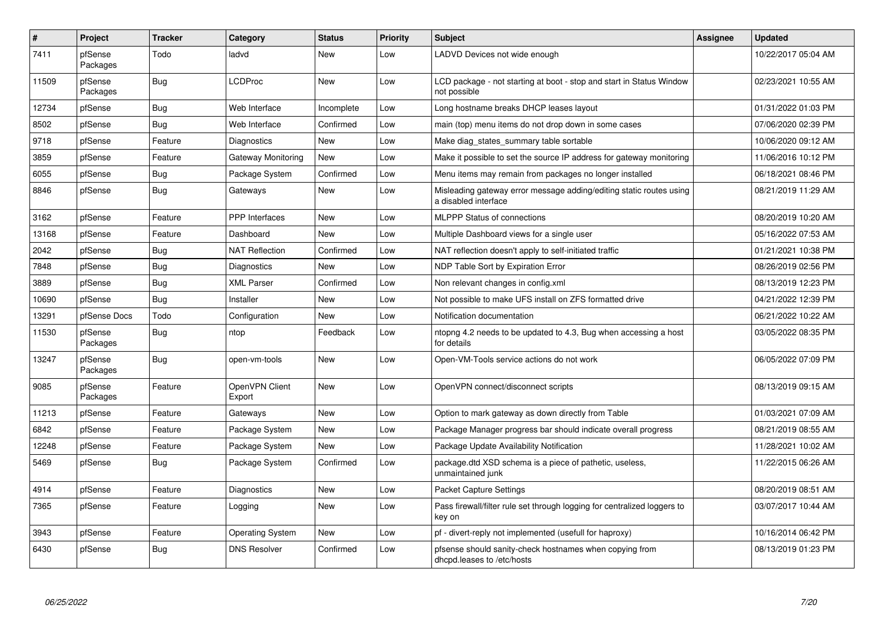| # | Project | Tracker | Category | Status | Priority | Subject | Assignee | Updated |
|---|---|---|---|---|---|---|---|---|
| 7411 | pfSense Packages | Todo | ladvd | New | Low | LADVD Devices not wide enough | | 10/22/2017 05:04 AM |
| 11509 | pfSense Packages | Bug | LCDProc | New | Low | LCD package - not starting at boot - stop and start in Status Window not possible | | 02/23/2021 10:55 AM |
| 12734 | pfSense | Bug | Web Interface | Incomplete | Low | Long hostname breaks DHCP leases layout | | 01/31/2022 01:03 PM |
| 8502 | pfSense | Bug | Web Interface | Confirmed | Low | main (top) menu items do not drop down in some cases | | 07/06/2020 02:39 PM |
| 9718 | pfSense | Feature | Diagnostics | New | Low | Make diag_states_summary table sortable | | 10/06/2020 09:12 AM |
| 3859 | pfSense | Feature | Gateway Monitoring | New | Low | Make it possible to set the source IP address for gateway monitoring | | 11/06/2016 10:12 PM |
| 6055 | pfSense | Bug | Package System | Confirmed | Low | Menu items may remain from packages no longer installed | | 06/18/2021 08:46 PM |
| 8846 | pfSense | Bug | Gateways | New | Low | Misleading gateway error message adding/editing static routes using a disabled interface | | 08/21/2019 11:29 AM |
| 3162 | pfSense | Feature | PPP Interfaces | New | Low | MLPPP Status of connections | | 08/20/2019 10:20 AM |
| 13168 | pfSense | Feature | Dashboard | New | Low | Multiple Dashboard views for a single user | | 05/16/2022 07:53 AM |
| 2042 | pfSense | Bug | NAT Reflection | Confirmed | Low | NAT reflection doesn't apply to self-initiated traffic | | 01/21/2021 10:38 PM |
| 7848 | pfSense | Bug | Diagnostics | New | Low | NDP Table Sort by Expiration Error | | 08/26/2019 02:56 PM |
| 3889 | pfSense | Bug | XML Parser | Confirmed | Low | Non relevant changes in config.xml | | 08/13/2019 12:23 PM |
| 10690 | pfSense | Bug | Installer | New | Low | Not possible to make UFS install on ZFS formatted drive | | 04/21/2022 12:39 PM |
| 13291 | pfSense Docs | Todo | Configuration | New | Low | Notification documentation | | 06/21/2022 10:22 AM |
| 11530 | pfSense Packages | Bug | ntop | Feedback | Low | ntopng 4.2 needs to be updated to 4.3, Bug when accessing a host for details | | 03/05/2022 08:35 PM |
| 13247 | pfSense Packages | Bug | open-vm-tools | New | Low | Open-VM-Tools service actions do not work | | 06/05/2022 07:09 PM |
| 9085 | pfSense Packages | Feature | OpenVPN Client Export | New | Low | OpenVPN connect/disconnect scripts | | 08/13/2019 09:15 AM |
| 11213 | pfSense | Feature | Gateways | New | Low | Option to mark gateway as down directly from Table | | 01/03/2021 07:09 AM |
| 6842 | pfSense | Feature | Package System | New | Low | Package Manager progress bar should indicate overall progress | | 08/21/2019 08:55 AM |
| 12248 | pfSense | Feature | Package System | New | Low | Package Update Availability Notification | | 11/28/2021 10:02 AM |
| 5469 | pfSense | Bug | Package System | Confirmed | Low | package.dtd XSD schema is a piece of pathetic, useless, unmaintained junk | | 11/22/2015 06:26 AM |
| 4914 | pfSense | Feature | Diagnostics | New | Low | Packet Capture Settings | | 08/20/2019 08:51 AM |
| 7365 | pfSense | Feature | Logging | New | Low | Pass firewall/filter rule set through logging for centralized loggers to key on | | 03/07/2017 10:44 AM |
| 3943 | pfSense | Feature | Operating System | New | Low | pf - divert-reply not implemented (usefull for haproxy) | | 10/16/2014 06:42 PM |
| 6430 | pfSense | Bug | DNS Resolver | Confirmed | Low | pfsense should sanity-check hostnames when copying from dhcpd.leases to /etc/hosts | | 08/13/2019 01:23 PM |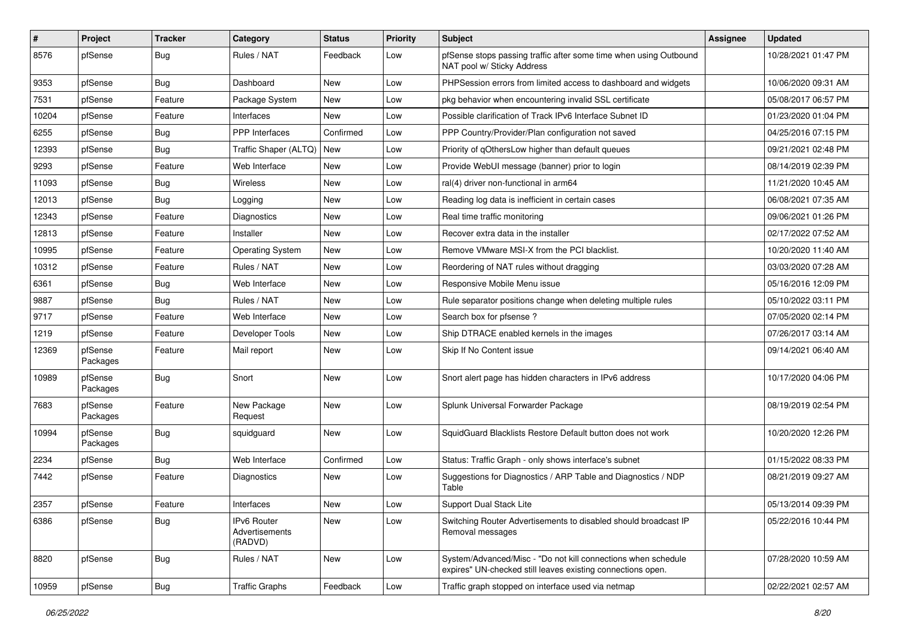| # | Project | Tracker | Category | Status | Priority | Subject | Assignee | Updated |
|---|---|---|---|---|---|---|---|---|
| 8576 | pfSense | Bug | Rules / NAT | Feedback | Low | pfSense stops passing traffic after some time when using Outbound NAT pool w/ Sticky Address | | 10/28/2021 01:47 PM |
| 9353 | pfSense | Bug | Dashboard | New | Low | PHPSession errors from limited access to dashboard and widgets | | 10/06/2020 09:31 AM |
| 7531 | pfSense | Feature | Package System | New | Low | pkg behavior when encountering invalid SSL certificate | | 05/08/2017 06:57 PM |
| 10204 | pfSense | Feature | Interfaces | New | Low | Possible clarification of Track IPv6 Interface Subnet ID | | 01/23/2020 01:04 PM |
| 6255 | pfSense | Bug | PPP Interfaces | Confirmed | Low | PPP Country/Provider/Plan configuration not saved | | 04/25/2016 07:15 PM |
| 12393 | pfSense | Bug | Traffic Shaper (ALTQ) | New | Low | Priority of qOthersLow higher than default queues | | 09/21/2021 02:48 PM |
| 9293 | pfSense | Feature | Web Interface | New | Low | Provide WebUI message (banner) prior to login | | 08/14/2019 02:39 PM |
| 11093 | pfSense | Bug | Wireless | New | Low | ral(4) driver non-functional in arm64 | | 11/21/2020 10:45 AM |
| 12013 | pfSense | Bug | Logging | New | Low | Reading log data is inefficient in certain cases | | 06/08/2021 07:35 AM |
| 12343 | pfSense | Feature | Diagnostics | New | Low | Real time traffic monitoring | | 09/06/2021 01:26 PM |
| 12813 | pfSense | Feature | Installer | New | Low | Recover extra data in the installer | | 02/17/2022 07:52 AM |
| 10995 | pfSense | Feature | Operating System | New | Low | Remove VMware MSI-X from the PCI blacklist. | | 10/20/2020 11:40 AM |
| 10312 | pfSense | Feature | Rules / NAT | New | Low | Reordering of NAT rules without dragging | | 03/03/2020 07:28 AM |
| 6361 | pfSense | Bug | Web Interface | New | Low | Responsive Mobile Menu issue | | 05/16/2016 12:09 PM |
| 9887 | pfSense | Bug | Rules / NAT | New | Low | Rule separator positions change when deleting multiple rules | | 05/10/2022 03:11 PM |
| 9717 | pfSense | Feature | Web Interface | New | Low | Search box for pfsense ? | | 07/05/2020 02:14 PM |
| 1219 | pfSense | Feature | Developer Tools | New | Low | Ship DTRACE enabled kernels in the images | | 07/26/2017 03:14 AM |
| 12369 | pfSense Packages | Feature | Mail report | New | Low | Skip If No Content issue | | 09/14/2021 06:40 AM |
| 10989 | pfSense Packages | Bug | Snort | New | Low | Snort alert page has hidden characters in IPv6 address | | 10/17/2020 04:06 PM |
| 7683 | pfSense Packages | Feature | New Package Request | New | Low | Splunk Universal Forwarder Package | | 08/19/2019 02:54 PM |
| 10994 | pfSense Packages | Bug | squidguard | New | Low | SquidGuard Blacklists Restore Default button does not work | | 10/20/2020 12:26 PM |
| 2234 | pfSense | Bug | Web Interface | Confirmed | Low | Status: Traffic Graph - only shows interface's subnet | | 01/15/2022 08:33 PM |
| 7442 | pfSense | Feature | Diagnostics | New | Low | Suggestions for Diagnostics / ARP Table and Diagnostics / NDP Table | | 08/21/2019 09:27 AM |
| 2357 | pfSense | Feature | Interfaces | New | Low | Support Dual Stack Lite | | 05/13/2014 09:39 PM |
| 6386 | pfSense | Bug | IPv6 Router Advertisements (RADVD) | New | Low | Switching Router Advertisements to disabled should broadcast IP Removal messages | | 05/22/2016 10:44 PM |
| 8820 | pfSense | Bug | Rules / NAT | New | Low | System/Advanced/Misc - "Do not kill connections when schedule expires" UN-checked still leaves existing connections open. | | 07/28/2020 10:59 AM |
| 10959 | pfSense | Bug | Traffic Graphs | Feedback | Low | Traffic graph stopped on interface used via netmap | | 02/22/2021 02:57 AM |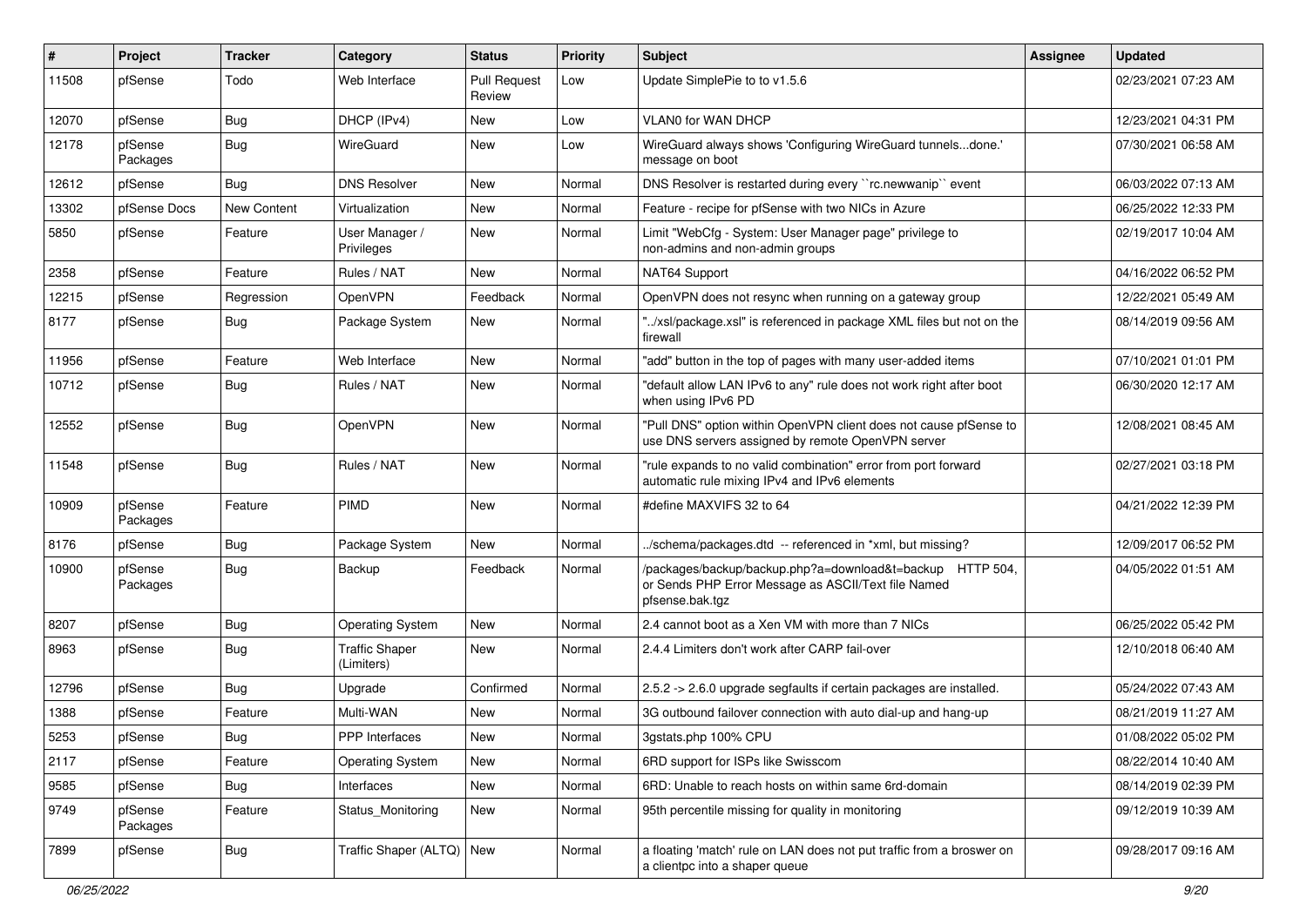| # | Project | Tracker | Category | Status | Priority | Subject | Assignee | Updated |
|---|---|---|---|---|---|---|---|---|
| 11508 | pfSense | Todo | Web Interface | Pull Request Review | Low | Update SimplePie to to v1.5.6 | | 02/23/2021 07:23 AM |
| 12070 | pfSense | Bug | DHCP (IPv4) | New | Low | VLAN0 for WAN DHCP | | 12/23/2021 04:31 PM |
| 12178 | pfSense Packages | Bug | WireGuard | New | Low | WireGuard always shows 'Configuring WireGuard tunnels...done.' message on boot | | 07/30/2021 06:58 AM |
| 12612 | pfSense | Bug | DNS Resolver | New | Normal | DNS Resolver is restarted during every ``rc.newwanip`` event | | 06/03/2022 07:13 AM |
| 13302 | pfSense Docs | New Content | Virtualization | New | Normal | Feature - recipe for pfSense with two NICs in Azure | | 06/25/2022 12:33 PM |
| 5850 | pfSense | Feature | User Manager / Privileges | New | Normal | Limit "WebCfg - System: User Manager page" privilege to non-admins and non-admin groups | | 02/19/2017 10:04 AM |
| 2358 | pfSense | Feature | Rules / NAT | New | Normal | NAT64 Support | | 04/16/2022 06:52 PM |
| 12215 | pfSense | Regression | OpenVPN | Feedback | Normal | OpenVPN does not resync when running on a gateway group | | 12/22/2021 05:49 AM |
| 8177 | pfSense | Bug | Package System | New | Normal | "../xsl/package.xsl" is referenced in package XML files but not on the firewall | | 08/14/2019 09:56 AM |
| 11956 | pfSense | Feature | Web Interface | New | Normal | "add" button in the top of pages with many user-added items | | 07/10/2021 01:01 PM |
| 10712 | pfSense | Bug | Rules / NAT | New | Normal | "default allow LAN IPv6 to any" rule does not work right after boot when using IPv6 PD | | 06/30/2020 12:17 AM |
| 12552 | pfSense | Bug | OpenVPN | New | Normal | "Pull DNS" option within OpenVPN client does not cause pfSense to use DNS servers assigned by remote OpenVPN server | | 12/08/2021 08:45 AM |
| 11548 | pfSense | Bug | Rules / NAT | New | Normal | "rule expands to no valid combination" error from port forward automatic rule mixing IPv4 and IPv6 elements | | 02/27/2021 03:18 PM |
| 10909 | pfSense Packages | Feature | PIMD | New | Normal | #define MAXVIFS 32 to 64 | | 04/21/2022 12:39 PM |
| 8176 | pfSense | Bug | Package System | New | Normal | ../schema/packages.dtd -- referenced in *xml, but missing? | | 12/09/2017 06:52 PM |
| 10900 | pfSense Packages | Bug | Backup | Feedback | Normal | /packages/backup/backup.php?a=download&t=backup HTTP 504, or Sends PHP Error Message as ASCII/Text file Named pfsense.bak.tgz | | 04/05/2022 01:51 AM |
| 8207 | pfSense | Bug | Operating System | New | Normal | 2.4 cannot boot as a Xen VM with more than 7 NICs | | 06/25/2022 05:42 PM |
| 8963 | pfSense | Bug | Traffic Shaper (Limiters) | New | Normal | 2.4.4 Limiters don't work after CARP fail-over | | 12/10/2018 06:40 AM |
| 12796 | pfSense | Bug | Upgrade | Confirmed | Normal | 2.5.2 -> 2.6.0 upgrade segfaults if certain packages are installed. | | 05/24/2022 07:43 AM |
| 1388 | pfSense | Feature | Multi-WAN | New | Normal | 3G outbound failover connection with auto dial-up and hang-up | | 08/21/2019 11:27 AM |
| 5253 | pfSense | Bug | PPP Interfaces | New | Normal | 3gstats.php 100% CPU | | 01/08/2022 05:02 PM |
| 2117 | pfSense | Feature | Operating System | New | Normal | 6RD support for ISPs like Swisscom | | 08/22/2014 10:40 AM |
| 9585 | pfSense | Bug | Interfaces | New | Normal | 6RD: Unable to reach hosts on within same 6rd-domain | | 08/14/2019 02:39 PM |
| 9749 | pfSense Packages | Feature | Status_Monitoring | New | Normal | 95th percentile missing for quality in monitoring | | 09/12/2019 10:39 AM |
| 7899 | pfSense | Bug | Traffic Shaper (ALTQ) | New | Normal | a floating 'match' rule on LAN does not put traffic from a broswer on a clientpc into a shaper queue | | 09/28/2017 09:16 AM |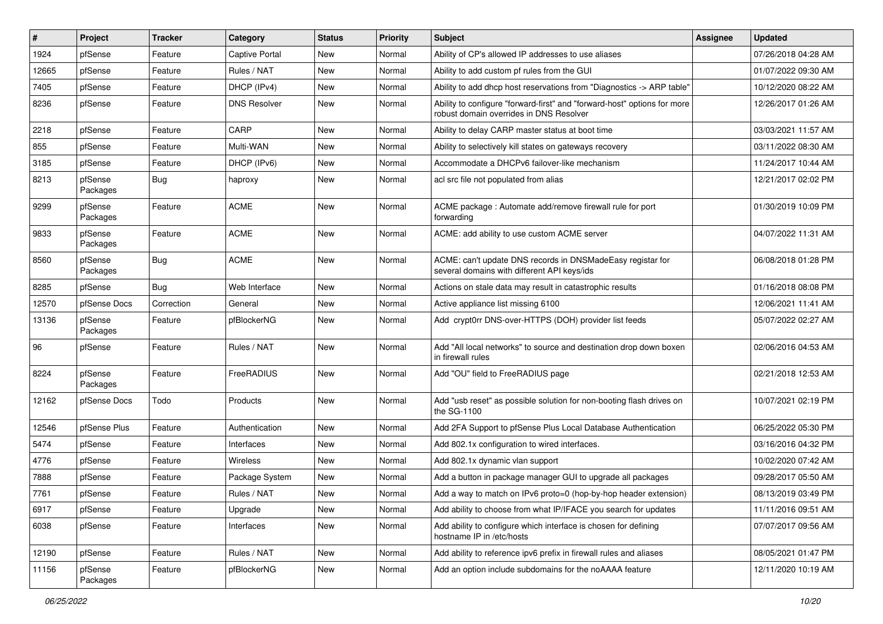| # | Project | Tracker | Category | Status | Priority | Subject | Assignee | Updated |
|---|---|---|---|---|---|---|---|---|
| 1924 | pfSense | Feature | Captive Portal | New | Normal | Ability of CP's allowed IP addresses to use aliases | | 07/26/2018 04:28 AM |
| 12665 | pfSense | Feature | Rules / NAT | New | Normal | Ability to add custom pf rules from the GUI | | 01/07/2022 09:30 AM |
| 7405 | pfSense | Feature | DHCP (IPv4) | New | Normal | Ability to add dhcp host reservations from "Diagnostics -> ARP table" | | 10/12/2020 08:22 AM |
| 8236 | pfSense | Feature | DNS Resolver | New | Normal | Ability to configure "forward-first" and "forward-host" options for more robust domain overrides in DNS Resolver | | 12/26/2017 01:26 AM |
| 2218 | pfSense | Feature | CARP | New | Normal | Ability to delay CARP master status at boot time | | 03/03/2021 11:57 AM |
| 855 | pfSense | Feature | Multi-WAN | New | Normal | Ability to selectively kill states on gateways recovery | | 03/11/2022 08:30 AM |
| 3185 | pfSense | Feature | DHCP (IPv6) | New | Normal | Accommodate a DHCPv6 failover-like mechanism | | 11/24/2017 10:44 AM |
| 8213 | pfSense Packages | Bug | haproxy | New | Normal | acl src file not populated from alias | | 12/21/2017 02:02 PM |
| 9299 | pfSense Packages | Feature | ACME | New | Normal | ACME package : Automate add/remove firewall rule for port forwarding | | 01/30/2019 10:09 PM |
| 9833 | pfSense Packages | Feature | ACME | New | Normal | ACME: add ability to use custom ACME server | | 04/07/2022 11:31 AM |
| 8560 | pfSense Packages | Bug | ACME | New | Normal | ACME: can't update DNS records in DNSMadeEasy registar for several domains with different API keys/ids | | 06/08/2018 01:28 PM |
| 8285 | pfSense | Bug | Web Interface | New | Normal | Actions on stale data may result in catastrophic results | | 01/16/2018 08:08 PM |
| 12570 | pfSense Docs | Correction | General | New | Normal | Active appliance list missing 6100 | | 12/06/2021 11:41 AM |
| 13136 | pfSense Packages | Feature | pfBlockerNG | New | Normal | Add crypt0rr DNS-over-HTTPS (DOH) provider list feeds | | 05/07/2022 02:27 AM |
| 96 | pfSense | Feature | Rules / NAT | New | Normal | Add "All local networks" to source and destination drop down boxen in firewall rules | | 02/06/2016 04:53 AM |
| 8224 | pfSense Packages | Feature | FreeRADIUS | New | Normal | Add "OU" field to FreeRADIUS page | | 02/21/2018 12:53 AM |
| 12162 | pfSense Docs | Todo | Products | New | Normal | Add "usb reset" as possible solution for non-booting flash drives on the SG-1100 | | 10/07/2021 02:19 PM |
| 12546 | pfSense Plus | Feature | Authentication | New | Normal | Add 2FA Support to pfSense Plus Local Database Authentication | | 06/25/2022 05:30 PM |
| 5474 | pfSense | Feature | Interfaces | New | Normal | Add 802.1x configuration to wired interfaces. | | 03/16/2016 04:32 PM |
| 4776 | pfSense | Feature | Wireless | New | Normal | Add 802.1x dynamic vlan support | | 10/02/2020 07:42 AM |
| 7888 | pfSense | Feature | Package System | New | Normal | Add a button in package manager GUI to upgrade all packages | | 09/28/2017 05:50 AM |
| 7761 | pfSense | Feature | Rules / NAT | New | Normal | Add a way to match on IPv6 proto=0 (hop-by-hop header extension) | | 08/13/2019 03:49 PM |
| 6917 | pfSense | Feature | Upgrade | New | Normal | Add ability to choose from what IP/IFACE you search for updates | | 11/11/2016 09:51 AM |
| 6038 | pfSense | Feature | Interfaces | New | Normal | Add ability to configure which interface is chosen for defining hostname IP in /etc/hosts | | 07/07/2017 09:56 AM |
| 12190 | pfSense | Feature | Rules / NAT | New | Normal | Add ability to reference ipv6 prefix in firewall rules and aliases | | 08/05/2021 01:47 PM |
| 11156 | pfSense Packages | Feature | pfBlockerNG | New | Normal | Add an option include subdomains for the noAAAA feature | | 12/11/2020 10:19 AM |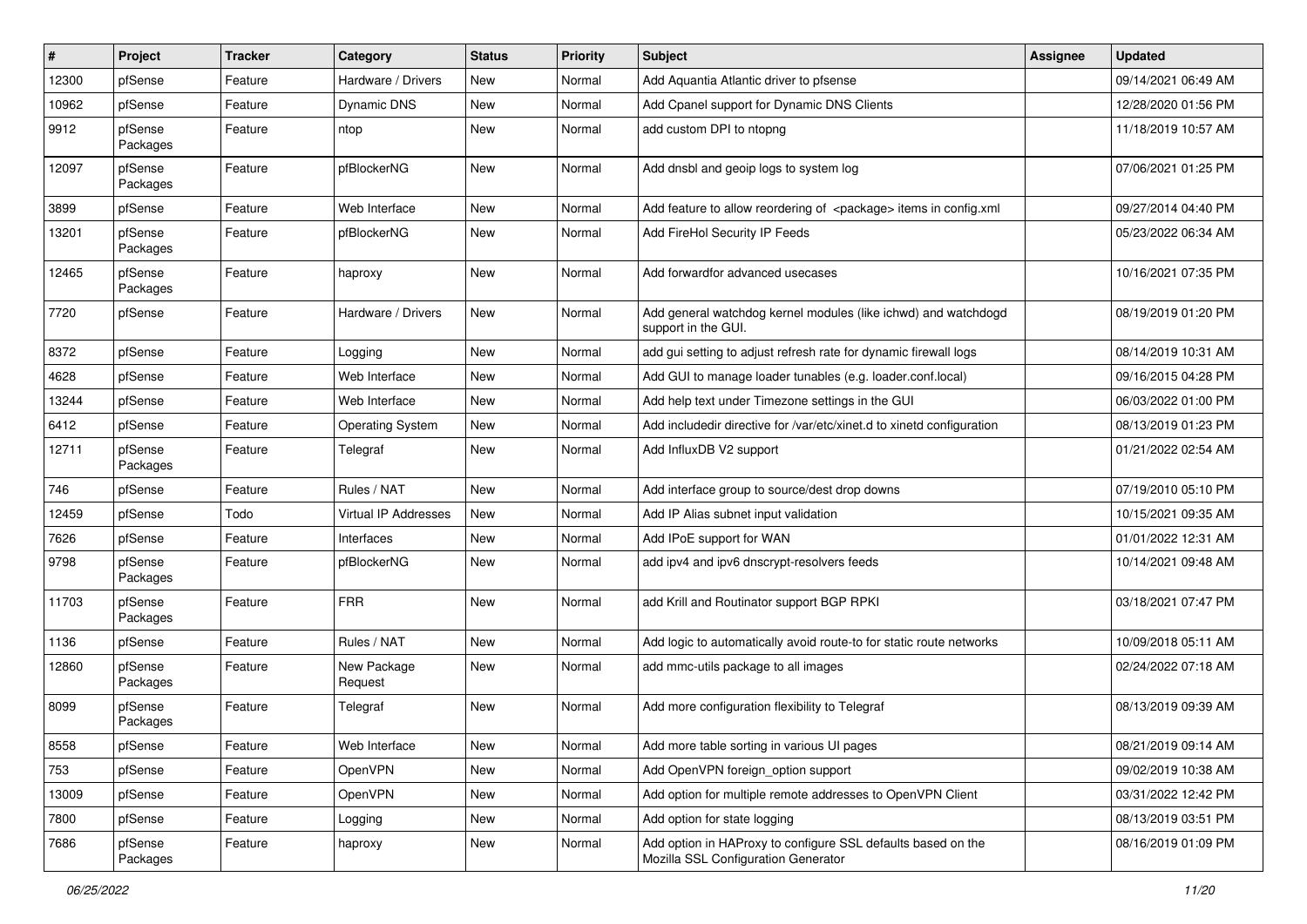| # | Project | Tracker | Category | Status | Priority | Subject | Assignee | Updated |
|---|---|---|---|---|---|---|---|---|
| 12300 | pfSense | Feature | Hardware / Drivers | New | Normal | Add Aquantia Atlantic driver to pfsense | | 09/14/2021 06:49 AM |
| 10962 | pfSense | Feature | Dynamic DNS | New | Normal | Add Cpanel support for Dynamic DNS Clients | | 12/28/2020 01:56 PM |
| 9912 | pfSense Packages | Feature | ntop | New | Normal | add custom DPI to ntopng | | 11/18/2019 10:57 AM |
| 12097 | pfSense Packages | Feature | pfBlockerNG | New | Normal | Add dnsbl and geoip logs to system log | | 07/06/2021 01:25 PM |
| 3899 | pfSense | Feature | Web Interface | New | Normal | Add feature to allow reordering of <package> items in config.xml | | 09/27/2014 04:40 PM |
| 13201 | pfSense Packages | Feature | pfBlockerNG | New | Normal | Add FireHol Security IP Feeds | | 05/23/2022 06:34 AM |
| 12465 | pfSense Packages | Feature | haproxy | New | Normal | Add forwardfor advanced usecases | | 10/16/2021 07:35 PM |
| 7720 | pfSense | Feature | Hardware / Drivers | New | Normal | Add general watchdog kernel modules (like ichwd) and watchdogd support in the GUI. | | 08/19/2019 01:20 PM |
| 8372 | pfSense | Feature | Logging | New | Normal | add gui setting to adjust refresh rate for dynamic firewall logs | | 08/14/2019 10:31 AM |
| 4628 | pfSense | Feature | Web Interface | New | Normal | Add GUI to manage loader tunables (e.g. loader.conf.local) | | 09/16/2015 04:28 PM |
| 13244 | pfSense | Feature | Web Interface | New | Normal | Add help text under Timezone settings in the GUI | | 06/03/2022 01:00 PM |
| 6412 | pfSense | Feature | Operating System | New | Normal | Add includedir directive for /var/etc/xinet.d to xinetd configuration | | 08/13/2019 01:23 PM |
| 12711 | pfSense Packages | Feature | Telegraf | New | Normal | Add InfluxDB V2 support | | 01/21/2022 02:54 AM |
| 746 | pfSense | Feature | Rules / NAT | New | Normal | Add interface group to source/dest drop downs | | 07/19/2010 05:10 PM |
| 12459 | pfSense | Todo | Virtual IP Addresses | New | Normal | Add IP Alias subnet input validation | | 10/15/2021 09:35 AM |
| 7626 | pfSense | Feature | Interfaces | New | Normal | Add IPoE support for WAN | | 01/01/2022 12:31 AM |
| 9798 | pfSense Packages | Feature | pfBlockerNG | New | Normal | add ipv4 and ipv6 dnscrypt-resolvers feeds | | 10/14/2021 09:48 AM |
| 11703 | pfSense Packages | Feature | FRR | New | Normal | add Krill and Routinator support BGP RPKI | | 03/18/2021 07:47 PM |
| 1136 | pfSense | Feature | Rules / NAT | New | Normal | Add logic to automatically avoid route-to for static route networks | | 10/09/2018 05:11 AM |
| 12860 | pfSense Packages | Feature | New Package Request | New | Normal | add mmc-utils package to all images | | 02/24/2022 07:18 AM |
| 8099 | pfSense Packages | Feature | Telegraf | New | Normal | Add more configuration flexibility to Telegraf | | 08/13/2019 09:39 AM |
| 8558 | pfSense | Feature | Web Interface | New | Normal | Add more table sorting in various UI pages | | 08/21/2019 09:14 AM |
| 753 | pfSense | Feature | OpenVPN | New | Normal | Add OpenVPN foreign_option support | | 09/02/2019 10:38 AM |
| 13009 | pfSense | Feature | OpenVPN | New | Normal | Add option for multiple remote addresses to OpenVPN Client | | 03/31/2022 12:42 PM |
| 7800 | pfSense | Feature | Logging | New | Normal | Add option for state logging | | 08/13/2019 03:51 PM |
| 7686 | pfSense Packages | Feature | haproxy | New | Normal | Add option in HAProxy to configure SSL defaults based on the Mozilla SSL Configuration Generator | | 08/16/2019 01:09 PM |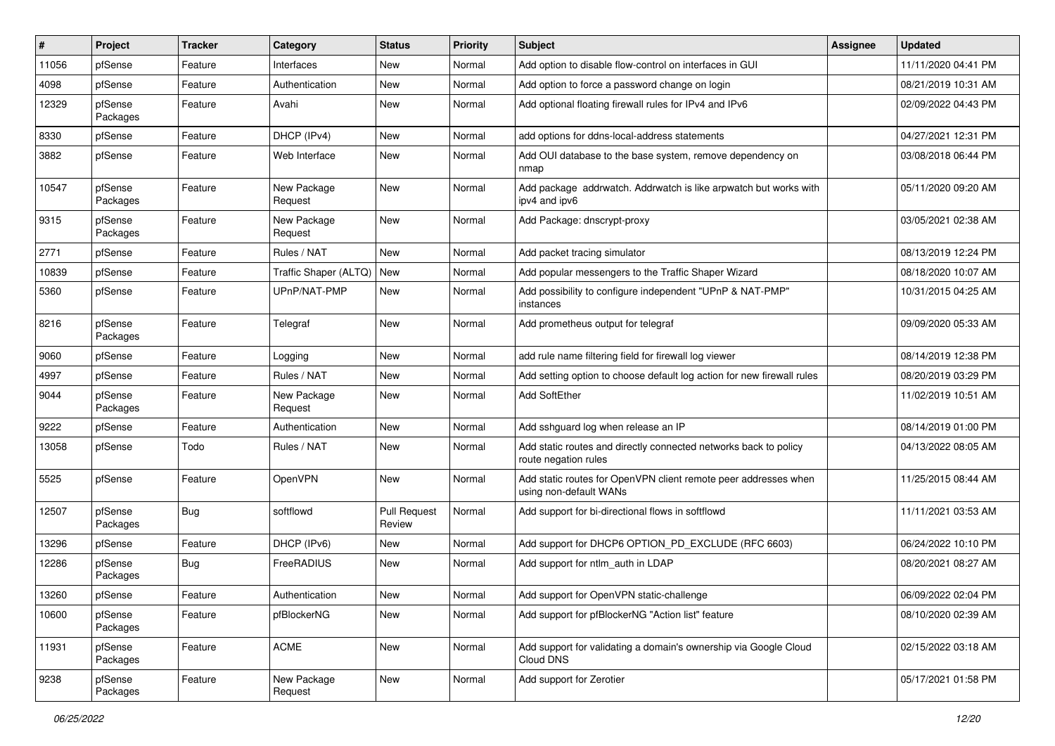| # | Project | Tracker | Category | Status | Priority | Subject | Assignee | Updated |
|---|---|---|---|---|---|---|---|---|
| 11056 | pfSense | Feature | Interfaces | New | Normal | Add option to disable flow-control on interfaces in GUI | | 11/11/2020 04:41 PM |
| 4098 | pfSense | Feature | Authentication | New | Normal | Add option to force a password change on login | | 08/21/2019 10:31 AM |
| 12329 | pfSense Packages | Feature | Avahi | New | Normal | Add optional floating firewall rules for IPv4 and IPv6 | | 02/09/2022 04:43 PM |
| 8330 | pfSense | Feature | DHCP (IPv4) | New | Normal | add options for ddns-local-address statements | | 04/27/2021 12:31 PM |
| 3882 | pfSense | Feature | Web Interface | New | Normal | Add OUI database to the base system, remove dependency on nmap | | 03/08/2018 06:44 PM |
| 10547 | pfSense Packages | Feature | New Package Request | New | Normal | Add package addrwatch. Addrwatch is like arpwatch but works with ipv4 and ipv6 | | 05/11/2020 09:20 AM |
| 9315 | pfSense Packages | Feature | New Package Request | New | Normal | Add Package: dnscrypt-proxy | | 03/05/2021 02:38 AM |
| 2771 | pfSense | Feature | Rules / NAT | New | Normal | Add packet tracing simulator | | 08/13/2019 12:24 PM |
| 10839 | pfSense | Feature | Traffic Shaper (ALTQ) | New | Normal | Add popular messengers to the Traffic Shaper Wizard | | 08/18/2020 10:07 AM |
| 5360 | pfSense | Feature | UPnP/NAT-PMP | New | Normal | Add possibility to configure independent "UPnP & NAT-PMP" instances | | 10/31/2015 04:25 AM |
| 8216 | pfSense Packages | Feature | Telegraf | New | Normal | Add prometheus output for telegraf | | 09/09/2020 05:33 AM |
| 9060 | pfSense | Feature | Logging | New | Normal | add rule name filtering field for firewall log viewer | | 08/14/2019 12:38 PM |
| 4997 | pfSense | Feature | Rules / NAT | New | Normal | Add setting option to choose default log action for new firewall rules | | 08/20/2019 03:29 PM |
| 9044 | pfSense Packages | Feature | New Package Request | New | Normal | Add SoftEther | | 11/02/2019 10:51 AM |
| 9222 | pfSense | Feature | Authentication | New | Normal | Add sshguard log when release an IP | | 08/14/2019 01:00 PM |
| 13058 | pfSense | Todo | Rules / NAT | New | Normal | Add static routes and directly connected networks back to policy route negation rules | | 04/13/2022 08:05 AM |
| 5525 | pfSense | Feature | OpenVPN | New | Normal | Add static routes for OpenVPN client remote peer addresses when using non-default WANs | | 11/25/2015 08:44 AM |
| 12507 | pfSense Packages | Bug | softflowd | Pull Request Review | Normal | Add support for bi-directional flows in softflowd | | 11/11/2021 03:53 AM |
| 13296 | pfSense | Feature | DHCP (IPv6) | New | Normal | Add support for DHCP6 OPTION_PD_EXCLUDE (RFC 6603) | | 06/24/2022 10:10 PM |
| 12286 | pfSense Packages | Bug | FreeRADIUS | New | Normal | Add support for ntlm_auth in LDAP | | 08/20/2021 08:27 AM |
| 13260 | pfSense | Feature | Authentication | New | Normal | Add support for OpenVPN static-challenge | | 06/09/2022 02:04 PM |
| 10600 | pfSense Packages | Feature | pfBlockerNG | New | Normal | Add support for pfBlockerNG "Action list" feature | | 08/10/2020 02:39 AM |
| 11931 | pfSense Packages | Feature | ACME | New | Normal | Add support for validating a domain's ownership via Google Cloud Cloud DNS | | 02/15/2022 03:18 AM |
| 9238 | pfSense Packages | Feature | New Package Request | New | Normal | Add support for Zerotier | | 05/17/2021 01:58 PM |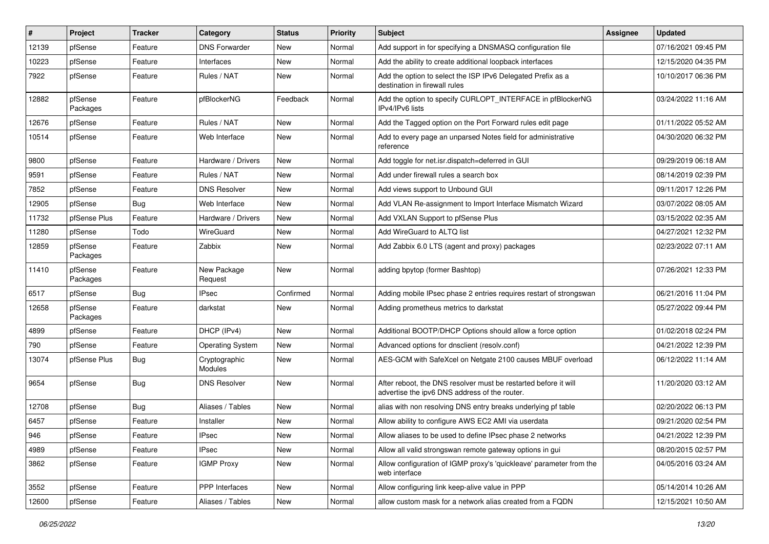| # | Project | Tracker | Category | Status | Priority | Subject | Assignee | Updated |
|---|---|---|---|---|---|---|---|---|
| 12139 | pfSense | Feature | DNS Forwarder | New | Normal | Add support in for specifying a DNSMASQ configuration file | | 07/16/2021 09:45 PM |
| 10223 | pfSense | Feature | Interfaces | New | Normal | Add the ability to create additional loopback interfaces | | 12/15/2020 04:35 PM |
| 7922 | pfSense | Feature | Rules / NAT | New | Normal | Add the option to select the ISP IPv6 Delegated Prefix as a destination in firewall rules | | 10/10/2017 06:36 PM |
| 12882 | pfSense Packages | Feature | pfBlockerNG | Feedback | Normal | Add the option to specify CURLOPT_INTERFACE in pfBlockerNG IPv4/IPv6 lists | | 03/24/2022 11:16 AM |
| 12676 | pfSense | Feature | Rules / NAT | New | Normal | Add the Tagged option on the Port Forward rules edit page | | 01/11/2022 05:52 AM |
| 10514 | pfSense | Feature | Web Interface | New | Normal | Add to every page an unparsed Notes field for administrative reference | | 04/30/2020 06:32 PM |
| 9800 | pfSense | Feature | Hardware / Drivers | New | Normal | Add toggle for net.isr.dispatch=deferred in GUI | | 09/29/2019 06:18 AM |
| 9591 | pfSense | Feature | Rules / NAT | New | Normal | Add under firewall rules a search box | | 08/14/2019 02:39 PM |
| 7852 | pfSense | Feature | DNS Resolver | New | Normal | Add views support to Unbound GUI | | 09/11/2017 12:26 PM |
| 12905 | pfSense | Bug | Web Interface | New | Normal | Add VLAN Re-assignment to Import Interface Mismatch Wizard | | 03/07/2022 08:05 AM |
| 11732 | pfSense Plus | Feature | Hardware / Drivers | New | Normal | Add VXLAN Support to pfSense Plus | | 03/15/2022 02:35 AM |
| 11280 | pfSense | Todo | WireGuard | New | Normal | Add WireGuard to ALTQ list | | 04/27/2021 12:32 PM |
| 12859 | pfSense Packages | Feature | Zabbix | New | Normal | Add Zabbix 6.0 LTS (agent and proxy) packages | | 02/23/2022 07:11 AM |
| 11410 | pfSense Packages | Feature | New Package Request | New | Normal | adding bpytop (former Bashtop) | | 07/26/2021 12:33 PM |
| 6517 | pfSense | Bug | IPsec | Confirmed | Normal | Adding mobile IPsec phase 2 entries requires restart of strongswan | | 06/21/2016 11:04 PM |
| 12658 | pfSense Packages | Feature | darkstat | New | Normal | Adding prometheus metrics to darkstat | | 05/27/2022 09:44 PM |
| 4899 | pfSense | Feature | DHCP (IPv4) | New | Normal | Additional BOOTP/DHCP Options should allow a force option | | 01/02/2018 02:24 PM |
| 790 | pfSense | Feature | Operating System | New | Normal | Advanced options for dnsclient (resolv.conf) | | 04/21/2022 12:39 PM |
| 13074 | pfSense Plus | Bug | Cryptographic Modules | New | Normal | AES-GCM with SafeXcel on Netgate 2100 causes MBUF overload | | 06/12/2022 11:14 AM |
| 9654 | pfSense | Bug | DNS Resolver | New | Normal | After reboot, the DNS resolver must be restarted before it will advertise the ipv6 DNS address of the router. | | 11/20/2020 03:12 AM |
| 12708 | pfSense | Bug | Aliases / Tables | New | Normal | alias with non resolving DNS entry breaks underlying pf table | | 02/20/2022 06:13 PM |
| 6457 | pfSense | Feature | Installer | New | Normal | Allow ability to configure AWS EC2 AMI via userdata | | 09/21/2020 02:54 PM |
| 946 | pfSense | Feature | IPsec | New | Normal | Allow aliases to be used to define IPsec phase 2 networks | | 04/21/2022 12:39 PM |
| 4989 | pfSense | Feature | IPsec | New | Normal | Allow all valid strongswan remote gateway options in gui | | 08/20/2015 02:57 PM |
| 3862 | pfSense | Feature | IGMP Proxy | New | Normal | Allow configuration of IGMP proxy's 'quickleave' parameter from the web interface | | 04/05/2016 03:24 AM |
| 3552 | pfSense | Feature | PPP Interfaces | New | Normal | Allow configuring link keep-alive value in PPP | | 05/14/2014 10:26 AM |
| 12600 | pfSense | Feature | Aliases / Tables | New | Normal | allow custom mask for a network alias created from a FQDN | | 12/15/2021 10:50 AM |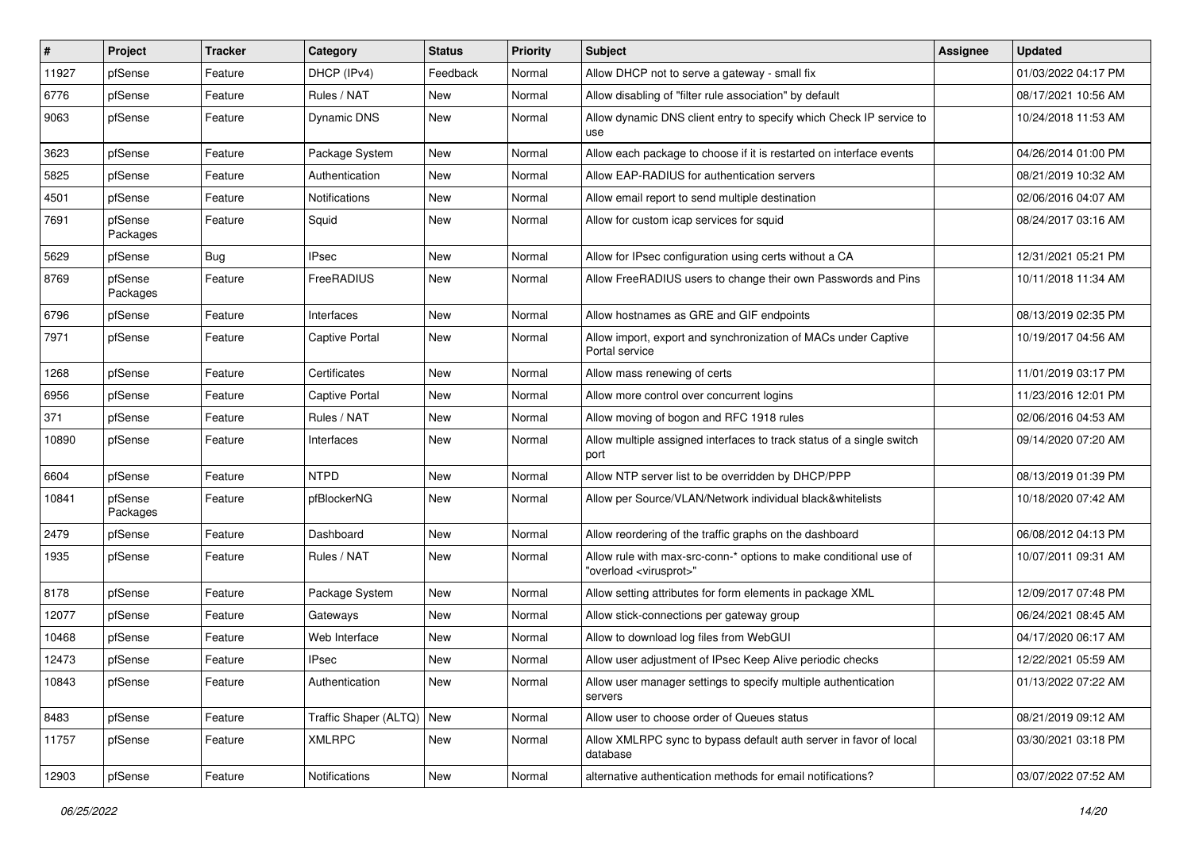| # | Project | Tracker | Category | Status | Priority | Subject | Assignee | Updated |
|---|---|---|---|---|---|---|---|---|
| 11927 | pfSense | Feature | DHCP (IPv4) | Feedback | Normal | Allow DHCP not to serve a gateway - small fix | | 01/03/2022 04:17 PM |
| 6776 | pfSense | Feature | Rules / NAT | New | Normal | Allow disabling of "filter rule association" by default | | 08/17/2021 10:56 AM |
| 9063 | pfSense | Feature | Dynamic DNS | New | Normal | Allow dynamic DNS client entry to specify which Check IP service to use | | 10/24/2018 11:53 AM |
| 3623 | pfSense | Feature | Package System | New | Normal | Allow each package to choose if it is restarted on interface events | | 04/26/2014 01:00 PM |
| 5825 | pfSense | Feature | Authentication | New | Normal | Allow EAP-RADIUS for authentication servers | | 08/21/2019 10:32 AM |
| 4501 | pfSense | Feature | Notifications | New | Normal | Allow email report to send multiple destination | | 02/06/2016 04:07 AM |
| 7691 | pfSense Packages | Feature | Squid | New | Normal | Allow for custom icap services for squid | | 08/24/2017 03:16 AM |
| 5629 | pfSense | Bug | IPsec | New | Normal | Allow for IPsec configuration using certs without a CA | | 12/31/2021 05:21 PM |
| 8769 | pfSense Packages | Feature | FreeRADIUS | New | Normal | Allow FreeRADIUS users to change their own Passwords and Pins | | 10/11/2018 11:34 AM |
| 6796 | pfSense | Feature | Interfaces | New | Normal | Allow hostnames as GRE and GIF endpoints | | 08/13/2019 02:35 PM |
| 7971 | pfSense | Feature | Captive Portal | New | Normal | Allow import, export and synchronization of MACs under Captive Portal service | | 10/19/2017 04:56 AM |
| 1268 | pfSense | Feature | Certificates | New | Normal | Allow mass renewing of certs | | 11/01/2019 03:17 PM |
| 6956 | pfSense | Feature | Captive Portal | New | Normal | Allow more control over concurrent logins | | 11/23/2016 12:01 PM |
| 371 | pfSense | Feature | Rules / NAT | New | Normal | Allow moving of bogon and RFC 1918 rules | | 02/06/2016 04:53 AM |
| 10890 | pfSense | Feature | Interfaces | New | Normal | Allow multiple assigned interfaces to track status of a single switch port | | 09/14/2020 07:20 AM |
| 6604 | pfSense | Feature | NTPD | New | Normal | Allow NTP server list to be overridden by DHCP/PPP | | 08/13/2019 01:39 PM |
| 10841 | pfSense Packages | Feature | pfBlockerNG | New | Normal | Allow per Source/VLAN/Network individual black&whitelists | | 10/18/2020 07:42 AM |
| 2479 | pfSense | Feature | Dashboard | New | Normal | Allow reordering of the traffic graphs on the dashboard | | 06/08/2012 04:13 PM |
| 1935 | pfSense | Feature | Rules / NAT | New | Normal | Allow rule with max-src-conn-* options to make conditional use of "overload <virusprot>" | | 10/07/2011 09:31 AM |
| 8178 | pfSense | Feature | Package System | New | Normal | Allow setting attributes for form elements in package XML | | 12/09/2017 07:48 PM |
| 12077 | pfSense | Feature | Gateways | New | Normal | Allow stick-connections per gateway group | | 06/24/2021 08:45 AM |
| 10468 | pfSense | Feature | Web Interface | New | Normal | Allow to download log files from WebGUI | | 04/17/2020 06:17 AM |
| 12473 | pfSense | Feature | IPsec | New | Normal | Allow user adjustment of IPsec Keep Alive periodic checks | | 12/22/2021 05:59 AM |
| 10843 | pfSense | Feature | Authentication | New | Normal | Allow user manager settings to specify multiple authentication servers | | 01/13/2022 07:22 AM |
| 8483 | pfSense | Feature | Traffic Shaper (ALTQ) | New | Normal | Allow user to choose order of Queues status | | 08/21/2019 09:12 AM |
| 11757 | pfSense | Feature | XMLRPC | New | Normal | Allow XMLRPC sync to bypass default auth server in favor of local database | | 03/30/2021 03:18 PM |
| 12903 | pfSense | Feature | Notifications | New | Normal | alternative authentication methods for email notifications? | | 03/07/2022 07:52 AM |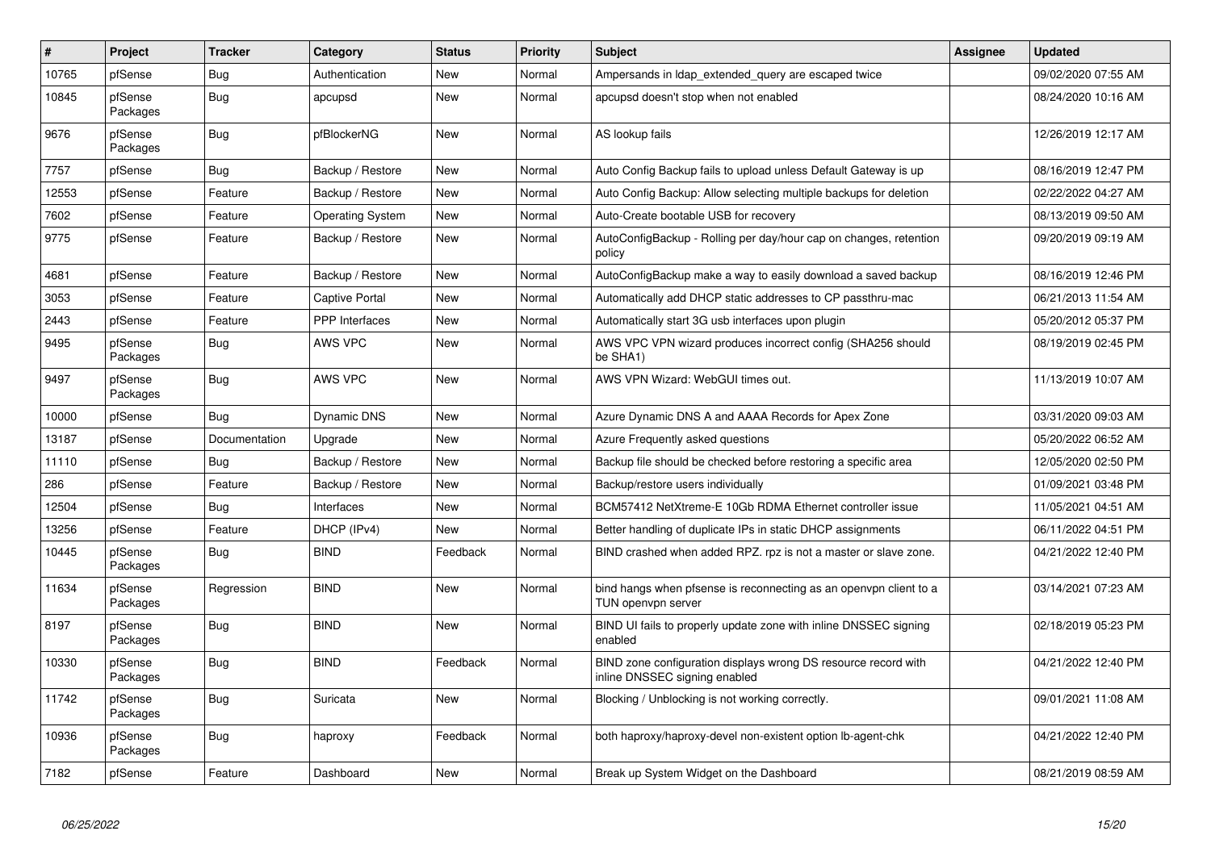| # | Project | Tracker | Category | Status | Priority | Subject | Assignee | Updated |
|---|---|---|---|---|---|---|---|---|
| 10765 | pfSense | Bug | Authentication | New | Normal | Ampersands in ldap_extended_query are escaped twice | | 09/02/2020 07:55 AM |
| 10845 | pfSense Packages | Bug | apcupsd | New | Normal | apcupsd doesn't stop when not enabled | | 08/24/2020 10:16 AM |
| 9676 | pfSense Packages | Bug | pfBlockerNG | New | Normal | AS lookup fails | | 12/26/2019 12:17 AM |
| 7757 | pfSense | Bug | Backup / Restore | New | Normal | Auto Config Backup fails to upload unless Default Gateway is up | | 08/16/2019 12:47 PM |
| 12553 | pfSense | Feature | Backup / Restore | New | Normal | Auto Config Backup: Allow selecting multiple backups for deletion | | 02/22/2022 04:27 AM |
| 7602 | pfSense | Feature | Operating System | New | Normal | Auto-Create bootable USB for recovery | | 08/13/2019 09:50 AM |
| 9775 | pfSense | Feature | Backup / Restore | New | Normal | AutoConfigBackup - Rolling per day/hour cap on changes, retention policy | | 09/20/2019 09:19 AM |
| 4681 | pfSense | Feature | Backup / Restore | New | Normal | AutoConfigBackup make a way to easily download a saved backup | | 08/16/2019 12:46 PM |
| 3053 | pfSense | Feature | Captive Portal | New | Normal | Automatically add DHCP static addresses to CP passthru-mac | | 06/21/2013 11:54 AM |
| 2443 | pfSense | Feature | PPP Interfaces | New | Normal | Automatically start 3G usb interfaces upon plugin | | 05/20/2012 05:37 PM |
| 9495 | pfSense Packages | Bug | AWS VPC | New | Normal | AWS VPC VPN wizard produces incorrect config (SHA256 should be SHA1) | | 08/19/2019 02:45 PM |
| 9497 | pfSense Packages | Bug | AWS VPC | New | Normal | AWS VPN Wizard: WebGUI times out. | | 11/13/2019 10:07 AM |
| 10000 | pfSense | Bug | Dynamic DNS | New | Normal | Azure Dynamic DNS A and AAAA Records for Apex Zone | | 03/31/2020 09:03 AM |
| 13187 | pfSense | Documentation | Upgrade | New | Normal | Azure Frequently asked questions | | 05/20/2022 06:52 AM |
| 11110 | pfSense | Bug | Backup / Restore | New | Normal | Backup file should be checked before restoring a specific area | | 12/05/2020 02:50 PM |
| 286 | pfSense | Feature | Backup / Restore | New | Normal | Backup/restore users individually | | 01/09/2021 03:48 PM |
| 12504 | pfSense | Bug | Interfaces | New | Normal | BCM57412 NetXtreme-E 10Gb RDMA Ethernet controller issue | | 11/05/2021 04:51 AM |
| 13256 | pfSense | Feature | DHCP (IPv4) | New | Normal | Better handling of duplicate IPs in static DHCP assignments | | 06/11/2022 04:51 PM |
| 10445 | pfSense Packages | Bug | BIND | Feedback | Normal | BIND crashed when added RPZ. rpz is not a master or slave zone. | | 04/21/2022 12:40 PM |
| 11634 | pfSense Packages | Regression | BIND | New | Normal | bind hangs when pfsense is reconnecting as an openvpn client to a TUN openvpn server | | 03/14/2021 07:23 AM |
| 8197 | pfSense Packages | Bug | BIND | New | Normal | BIND UI fails to properly update zone with inline DNSSEC signing enabled | | 02/18/2019 05:23 PM |
| 10330 | pfSense Packages | Bug | BIND | Feedback | Normal | BIND zone configuration displays wrong DS resource record with inline DNSSEC signing enabled | | 04/21/2022 12:40 PM |
| 11742 | pfSense Packages | Bug | Suricata | New | Normal | Blocking / Unblocking is not working correctly. | | 09/01/2021 11:08 AM |
| 10936 | pfSense Packages | Bug | haproxy | Feedback | Normal | both haproxy/haproxy-devel non-existent option lb-agent-chk | | 04/21/2022 12:40 PM |
| 7182 | pfSense | Feature | Dashboard | New | Normal | Break up System Widget on the Dashboard | | 08/21/2019 08:59 AM |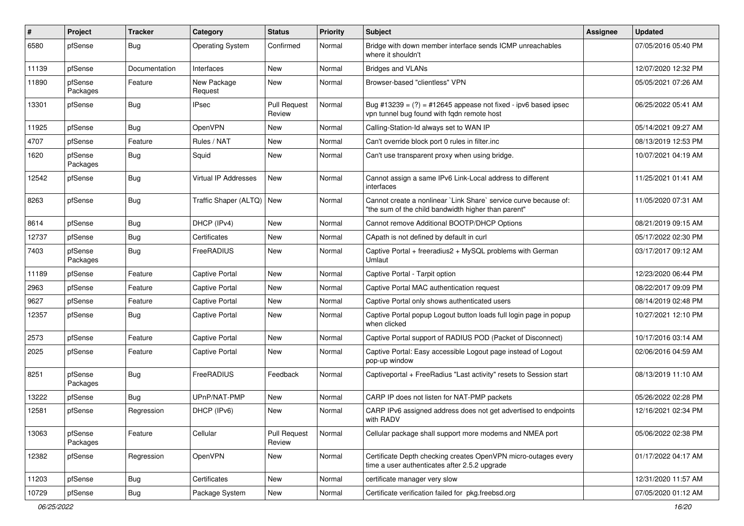| # | Project | Tracker | Category | Status | Priority | Subject | Assignee | Updated |
|---|---|---|---|---|---|---|---|---|
| 6580 | pfSense | Bug | Operating System | Confirmed | Normal | Bridge with down member interface sends ICMP unreachables where it shouldn't | | 07/05/2016 05:40 PM |
| 11139 | pfSense | Documentation | Interfaces | New | Normal | Bridges and VLANs | | 12/07/2020 12:32 PM |
| 11890 | pfSense Packages | Feature | New Package Request | New | Normal | Browser-based "clientless" VPN | | 05/05/2021 07:26 AM |
| 13301 | pfSense | Bug | IPsec | Pull Request Review | Normal | Bug #13239 = (?) = #12645 appease not fixed - ipv6 based ipsec vpn tunnel bug found with fqdn remote host | | 06/25/2022 05:41 AM |
| 11925 | pfSense | Bug | OpenVPN | New | Normal | Calling-Station-Id always set to WAN IP | | 05/14/2021 09:27 AM |
| 4707 | pfSense | Feature | Rules / NAT | New | Normal | Can't override block port 0 rules in filter.inc | | 08/13/2019 12:53 PM |
| 1620 | pfSense Packages | Bug | Squid | New | Normal | Can't use transparent proxy when using bridge. | | 10/07/2021 04:19 AM |
| 12542 | pfSense | Bug | Virtual IP Addresses | New | Normal | Cannot assign a same IPv6 Link-Local address to different interfaces | | 11/25/2021 01:41 AM |
| 8263 | pfSense | Bug | Traffic Shaper (ALTQ) | New | Normal | Cannot create a nonlinear `Link Share` service curve because of: "the sum of the child bandwidth higher than parent" | | 11/05/2020 07:31 AM |
| 8614 | pfSense | Bug | DHCP (IPv4) | New | Normal | Cannot remove Additional BOOTP/DHCP Options | | 08/21/2019 09:15 AM |
| 12737 | pfSense | Bug | Certificates | New | Normal | CApath is not defined by default in curl | | 05/17/2022 02:30 PM |
| 7403 | pfSense Packages | Bug | FreeRADIUS | New | Normal | Captive Portal + freeradius2 + MySQL problems with German Umlaut | | 03/17/2017 09:12 AM |
| 11189 | pfSense | Feature | Captive Portal | New | Normal | Captive Portal - Tarpit option | | 12/23/2020 06:44 PM |
| 2963 | pfSense | Feature | Captive Portal | New | Normal | Captive Portal MAC authentication request | | 08/22/2017 09:09 PM |
| 9627 | pfSense | Feature | Captive Portal | New | Normal | Captive Portal only shows authenticated users | | 08/14/2019 02:48 PM |
| 12357 | pfSense | Bug | Captive Portal | New | Normal | Captive Portal popup Logout button loads full login page in popup when clicked | | 10/27/2021 12:10 PM |
| 2573 | pfSense | Feature | Captive Portal | New | Normal | Captive Portal support of RADIUS POD (Packet of Disconnect) | | 10/17/2016 03:14 AM |
| 2025 | pfSense | Feature | Captive Portal | New | Normal | Captive Portal: Easy accessible Logout page instead of Logout pop-up window | | 02/06/2016 04:59 AM |
| 8251 | pfSense Packages | Bug | FreeRADIUS | Feedback | Normal | Captiveportal + FreeRadius "Last activity" resets to Session start | | 08/13/2019 11:10 AM |
| 13222 | pfSense | Bug | UPnP/NAT-PMP | New | Normal | CARP IP does not listen for NAT-PMP packets | | 05/26/2022 02:28 PM |
| 12581 | pfSense | Regression | DHCP (IPv6) | New | Normal | CARP IPv6 assigned address does not get advertised to endpoints with RADV | | 12/16/2021 02:34 PM |
| 13063 | pfSense Packages | Feature | Cellular | Pull Request Review | Normal | Cellular package shall support more modems and NMEA port | | 05/06/2022 02:38 PM |
| 12382 | pfSense | Regression | OpenVPN | New | Normal | Certificate Depth checking creates OpenVPN micro-outages every time a user authenticates after 2.5.2 upgrade | | 01/17/2022 04:17 AM |
| 11203 | pfSense | Bug | Certificates | New | Normal | certificate manager very slow | | 12/31/2020 11:57 AM |
| 10729 | pfSense | Bug | Package System | New | Normal | Certificate verification failed for pkg.freebsd.org | | 07/05/2020 01:12 AM |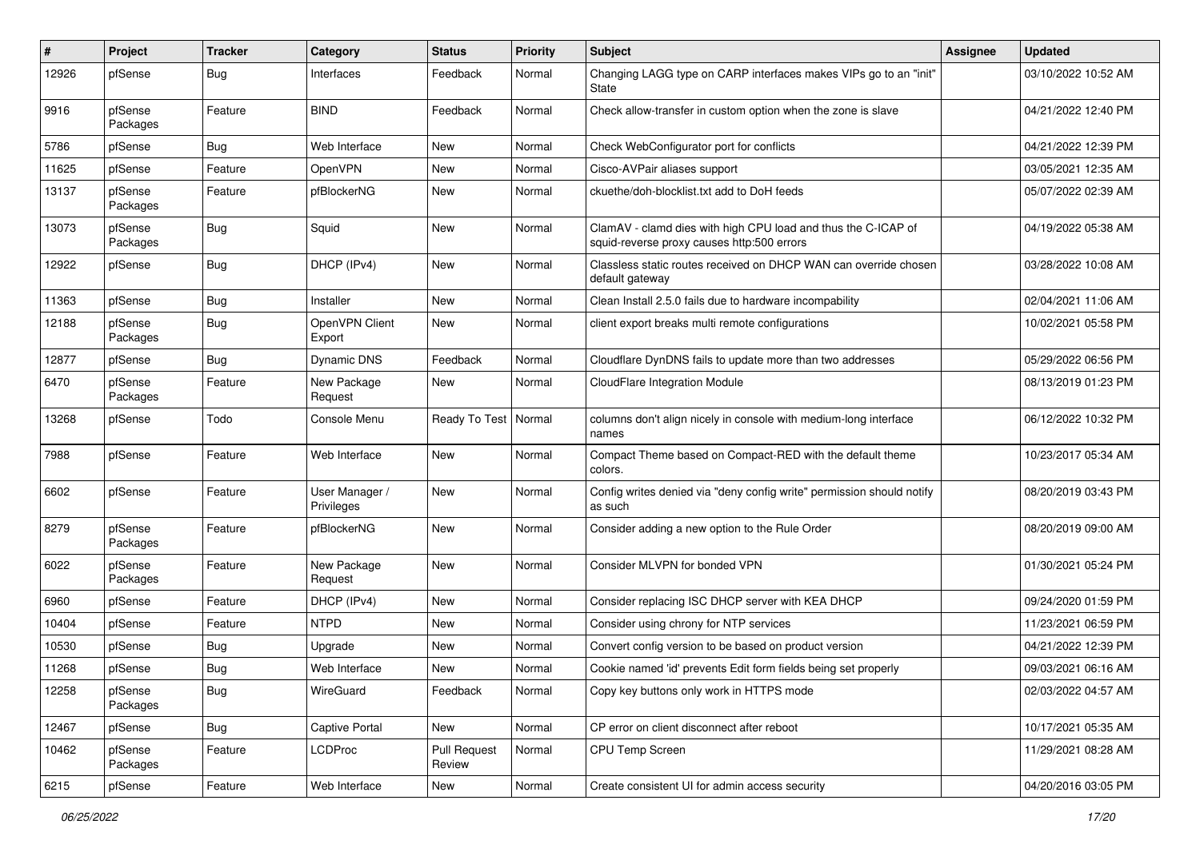| # | Project | Tracker | Category | Status | Priority | Subject | Assignee | Updated |
|---|---|---|---|---|---|---|---|---|
| 12926 | pfSense | Bug | Interfaces | Feedback | Normal | Changing LAGG type on CARP interfaces makes VIPs go to an "init" State | | 03/10/2022 10:52 AM |
| 9916 | pfSense Packages | Feature | BIND | Feedback | Normal | Check allow-transfer in custom option when the zone is slave | | 04/21/2022 12:40 PM |
| 5786 | pfSense | Bug | Web Interface | New | Normal | Check WebConfigurator port for conflicts | | 04/21/2022 12:39 PM |
| 11625 | pfSense | Feature | OpenVPN | New | Normal | Cisco-AVPair aliases support | | 03/05/2021 12:35 AM |
| 13137 | pfSense Packages | Feature | pfBlockerNG | New | Normal | ckuethe/doh-blocklist.txt add to DoH feeds | | 05/07/2022 02:39 AM |
| 13073 | pfSense Packages | Bug | Squid | New | Normal | ClamAV - clamd dies with high CPU load and thus the C-ICAP of squid-reverse proxy causes http:500 errors | | 04/19/2022 05:38 AM |
| 12922 | pfSense | Bug | DHCP (IPv4) | New | Normal | Classless static routes received on DHCP WAN can override chosen default gateway | | 03/28/2022 10:08 AM |
| 11363 | pfSense | Bug | Installer | New | Normal | Clean Install 2.5.0 fails due to hardware incompability | | 02/04/2021 11:06 AM |
| 12188 | pfSense Packages | Bug | OpenVPN Client Export | New | Normal | client export breaks multi remote configurations | | 10/02/2021 05:58 PM |
| 12877 | pfSense | Bug | Dynamic DNS | Feedback | Normal | Cloudflare DynDNS fails to update more than two addresses | | 05/29/2022 06:56 PM |
| 6470 | pfSense Packages | Feature | New Package Request | New | Normal | CloudFlare Integration Module | | 08/13/2019 01:23 PM |
| 13268 | pfSense | Todo | Console Menu | Ready To Test | Normal | columns don't align nicely in console with medium-long interface names | | 06/12/2022 10:32 PM |
| 7988 | pfSense | Feature | Web Interface | New | Normal | Compact Theme based on Compact-RED with the default theme colors. | | 10/23/2017 05:34 AM |
| 6602 | pfSense | Feature | User Manager / Privileges | New | Normal | Config writes denied via "deny config write" permission should notify as such | | 08/20/2019 03:43 PM |
| 8279 | pfSense Packages | Feature | pfBlockerNG | New | Normal | Consider adding a new option to the Rule Order | | 08/20/2019 09:00 AM |
| 6022 | pfSense Packages | Feature | New Package Request | New | Normal | Consider MLVPN for bonded VPN | | 01/30/2021 05:24 PM |
| 6960 | pfSense | Feature | DHCP (IPv4) | New | Normal | Consider replacing ISC DHCP server with KEA DHCP | | 09/24/2020 01:59 PM |
| 10404 | pfSense | Feature | NTPD | New | Normal | Consider using chrony for NTP services | | 11/23/2021 06:59 PM |
| 10530 | pfSense | Bug | Upgrade | New | Normal | Convert config version to be based on product version | | 04/21/2022 12:39 PM |
| 11268 | pfSense | Bug | Web Interface | New | Normal | Cookie named 'id' prevents Edit form fields being set properly | | 09/03/2021 06:16 AM |
| 12258 | pfSense Packages | Bug | WireGuard | Feedback | Normal | Copy key buttons only work in HTTPS mode | | 02/03/2022 04:57 AM |
| 12467 | pfSense | Bug | Captive Portal | New | Normal | CP error on client disconnect after reboot | | 10/17/2021 05:35 AM |
| 10462 | pfSense Packages | Feature | LCDProc | Pull Request Review | Normal | CPU Temp Screen | | 11/29/2021 08:28 AM |
| 6215 | pfSense | Feature | Web Interface | New | Normal | Create consistent UI for admin access security | | 04/20/2016 03:05 PM |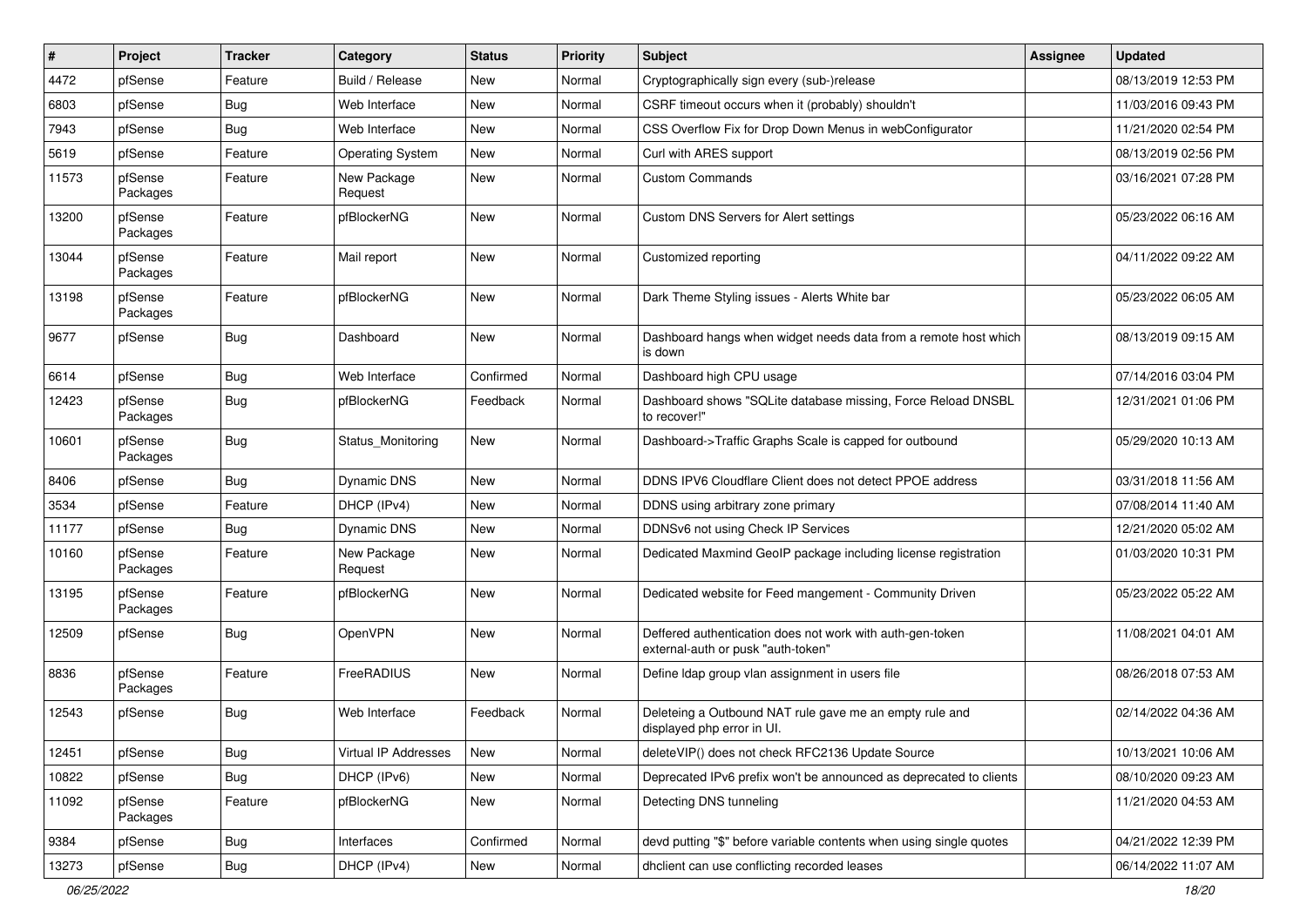| # | Project | Tracker | Category | Status | Priority | Subject | Assignee | Updated |
|---|---|---|---|---|---|---|---|---|
| 4472 | pfSense | Feature | Build / Release | New | Normal | Cryptographically sign every (sub-)release | | 08/13/2019 12:53 PM |
| 6803 | pfSense | Bug | Web Interface | New | Normal | CSRF timeout occurs when it (probably) shouldn't | | 11/03/2016 09:43 PM |
| 7943 | pfSense | Bug | Web Interface | New | Normal | CSS Overflow Fix for Drop Down Menus in webConfigurator | | 11/21/2020 02:54 PM |
| 5619 | pfSense | Feature | Operating System | New | Normal | Curl with ARES support | | 08/13/2019 02:56 PM |
| 11573 | pfSense Packages | Feature | New Package Request | New | Normal | Custom Commands | | 03/16/2021 07:28 PM |
| 13200 | pfSense Packages | Feature | pfBlockerNG | New | Normal | Custom DNS Servers for Alert settings | | 05/23/2022 06:16 AM |
| 13044 | pfSense Packages | Feature | Mail report | New | Normal | Customized reporting | | 04/11/2022 09:22 AM |
| 13198 | pfSense Packages | Feature | pfBlockerNG | New | Normal | Dark Theme Styling issues - Alerts White bar | | 05/23/2022 06:05 AM |
| 9677 | pfSense | Bug | Dashboard | New | Normal | Dashboard hangs when widget needs data from a remote host which is down | | 08/13/2019 09:15 AM |
| 6614 | pfSense | Bug | Web Interface | Confirmed | Normal | Dashboard high CPU usage | | 07/14/2016 03:04 PM |
| 12423 | pfSense Packages | Bug | pfBlockerNG | Feedback | Normal | Dashboard shows "SQLite database missing, Force Reload DNSBL to recover!" | | 12/31/2021 01:06 PM |
| 10601 | pfSense Packages | Bug | Status_Monitoring | New | Normal | Dashboard->Traffic Graphs Scale is capped for outbound | | 05/29/2020 10:13 AM |
| 8406 | pfSense | Bug | Dynamic DNS | New | Normal | DDNS IPV6 Cloudflare Client does not detect PPOE address | | 03/31/2018 11:56 AM |
| 3534 | pfSense | Feature | DHCP (IPv4) | New | Normal | DDNS using arbitrary zone primary | | 07/08/2014 11:40 AM |
| 11177 | pfSense | Bug | Dynamic DNS | New | Normal | DDNSv6 not using Check IP Services | | 12/21/2020 05:02 AM |
| 10160 | pfSense Packages | Feature | New Package Request | New | Normal | Dedicated Maxmind GeoIP package including license registration | | 01/03/2020 10:31 PM |
| 13195 | pfSense Packages | Feature | pfBlockerNG | New | Normal | Dedicated website for Feed mangement - Community Driven | | 05/23/2022 05:22 AM |
| 12509 | pfSense | Bug | OpenVPN | New | Normal | Deffered authentication does not work with auth-gen-token external-auth or pusk "auth-token" | | 11/08/2021 04:01 AM |
| 8836 | pfSense Packages | Feature | FreeRADIUS | New | Normal | Define ldap group vlan assignment in users file | | 08/26/2018 07:53 AM |
| 12543 | pfSense | Bug | Web Interface | Feedback | Normal | Deleteing a Outbound NAT rule gave me an empty rule and displayed php error in UI. | | 02/14/2022 04:36 AM |
| 12451 | pfSense | Bug | Virtual IP Addresses | New | Normal | deleteVIP() does not check RFC2136 Update Source | | 10/13/2021 10:06 AM |
| 10822 | pfSense | Bug | DHCP (IPv6) | New | Normal | Deprecated IPv6 prefix won't be announced as deprecated to clients | | 08/10/2020 09:23 AM |
| 11092 | pfSense Packages | Feature | pfBlockerNG | New | Normal | Detecting DNS tunneling | | 11/21/2020 04:53 AM |
| 9384 | pfSense | Bug | Interfaces | Confirmed | Normal | devd putting "$" before variable contents when using single quotes | | 04/21/2022 12:39 PM |
| 13273 | pfSense | Bug | DHCP (IPv4) | New | Normal | dhclient can use conflicting recorded leases | | 06/14/2022 11:07 AM |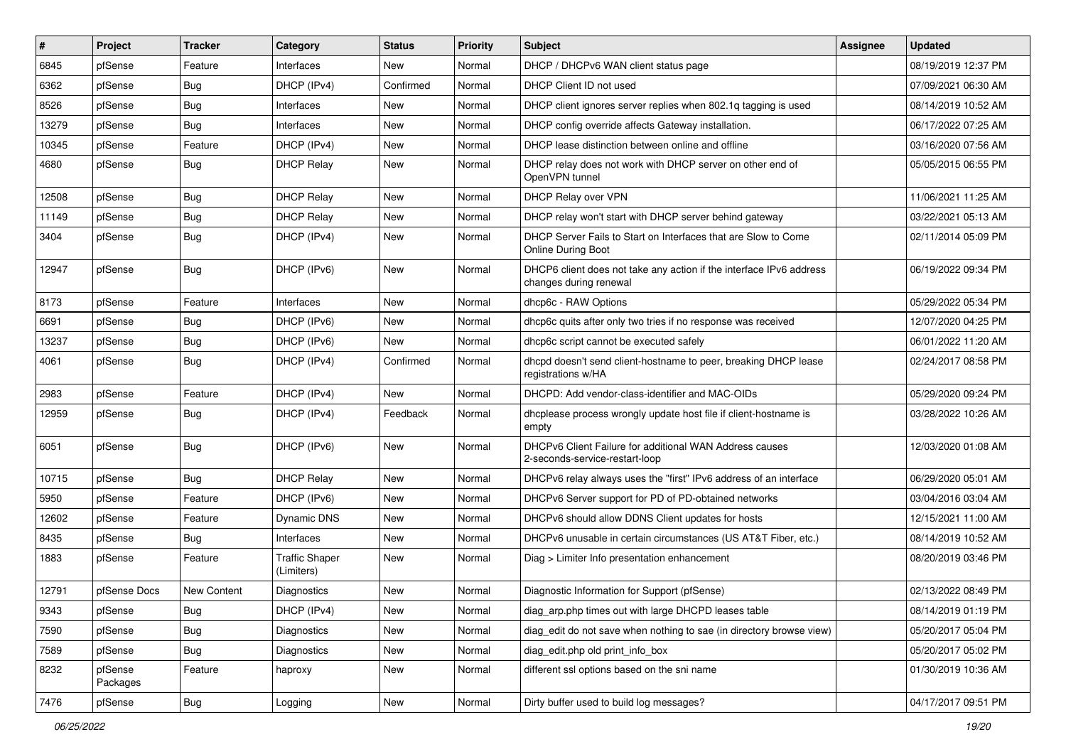| # | Project | Tracker | Category | Status | Priority | Subject | Assignee | Updated |
|---|---|---|---|---|---|---|---|---|
| 6845 | pfSense | Feature | Interfaces | New | Normal | DHCP / DHCPv6 WAN client status page | | 08/19/2019 12:37 PM |
| 6362 | pfSense | Bug | DHCP (IPv4) | Confirmed | Normal | DHCP Client ID not used | | 07/09/2021 06:30 AM |
| 8526 | pfSense | Bug | Interfaces | New | Normal | DHCP client ignores server replies when 802.1q tagging is used | | 08/14/2019 10:52 AM |
| 13279 | pfSense | Bug | Interfaces | New | Normal | DHCP config override affects Gateway installation. | | 06/17/2022 07:25 AM |
| 10345 | pfSense | Feature | DHCP (IPv4) | New | Normal | DHCP lease distinction between online and offline | | 03/16/2020 07:56 AM |
| 4680 | pfSense | Bug | DHCP Relay | New | Normal | DHCP relay does not work with DHCP server on other end of OpenVPN tunnel | | 05/05/2015 06:55 PM |
| 12508 | pfSense | Bug | DHCP Relay | New | Normal | DHCP Relay over VPN | | 11/06/2021 11:25 AM |
| 11149 | pfSense | Bug | DHCP Relay | New | Normal | DHCP relay won't start with DHCP server behind gateway | | 03/22/2021 05:13 AM |
| 3404 | pfSense | Bug | DHCP (IPv4) | New | Normal | DHCP Server Fails to Start on Interfaces that are Slow to Come Online During Boot | | 02/11/2014 05:09 PM |
| 12947 | pfSense | Bug | DHCP (IPv6) | New | Normal | DHCP6 client does not take any action if the interface IPv6 address changes during renewal | | 06/19/2022 09:34 PM |
| 8173 | pfSense | Feature | Interfaces | New | Normal | dhcp6c - RAW Options | | 05/29/2022 05:34 PM |
| 6691 | pfSense | Bug | DHCP (IPv6) | New | Normal | dhcp6c quits after only two tries if no response was received | | 12/07/2020 04:25 PM |
| 13237 | pfSense | Bug | DHCP (IPv6) | New | Normal | dhcp6c script cannot be executed safely | | 06/01/2022 11:20 AM |
| 4061 | pfSense | Bug | DHCP (IPv4) | Confirmed | Normal | dhcpd doesn't send client-hostname to peer, breaking DHCP lease registrations w/HA | | 02/24/2017 08:58 PM |
| 2983 | pfSense | Feature | DHCP (IPv4) | New | Normal | DHCPD: Add vendor-class-identifier and MAC-OIDs | | 05/29/2020 09:24 PM |
| 12959 | pfSense | Bug | DHCP (IPv4) | Feedback | Normal | dhcplease process wrongly update host file if client-hostname is empty | | 03/28/2022 10:26 AM |
| 6051 | pfSense | Bug | DHCP (IPv6) | New | Normal | DHCPv6 Client Failure for additional WAN Address causes 2-seconds-service-restart-loop | | 12/03/2020 01:08 AM |
| 10715 | pfSense | Bug | DHCP Relay | New | Normal | DHCPv6 relay always uses the "first" IPv6 address of an interface | | 06/29/2020 05:01 AM |
| 5950 | pfSense | Feature | DHCP (IPv6) | New | Normal | DHCPv6 Server support for PD of PD-obtained networks | | 03/04/2016 03:04 AM |
| 12602 | pfSense | Feature | Dynamic DNS | New | Normal | DHCPv6 should allow DDNS Client updates for hosts | | 12/15/2021 11:00 AM |
| 8435 | pfSense | Bug | Interfaces | New | Normal | DHCPv6 unusable in certain circumstances (US AT&T Fiber, etc.) | | 08/14/2019 10:52 AM |
| 1883 | pfSense | Feature | Traffic Shaper (Limiters) | New | Normal | Diag > Limiter Info presentation enhancement | | 08/20/2019 03:46 PM |
| 12791 | pfSense Docs | New Content | Diagnostics | New | Normal | Diagnostic Information for Support (pfSense) | | 02/13/2022 08:49 PM |
| 9343 | pfSense | Bug | DHCP (IPv4) | New | Normal | diag_arp.php times out with large DHCPD leases table | | 08/14/2019 01:19 PM |
| 7590 | pfSense | Bug | Diagnostics | New | Normal | diag_edit do not save when nothing to sae (in directory browse view) | | 05/20/2017 05:04 PM |
| 7589 | pfSense | Bug | Diagnostics | New | Normal | diag_edit.php old print_info_box | | 05/20/2017 05:02 PM |
| 8232 | pfSense Packages | Feature | haproxy | New | Normal | different ssl options based on the sni name | | 01/30/2019 10:36 AM |
| 7476 | pfSense | Bug | Logging | New | Normal | Dirty buffer used to build log messages? | | 04/17/2017 09:51 PM |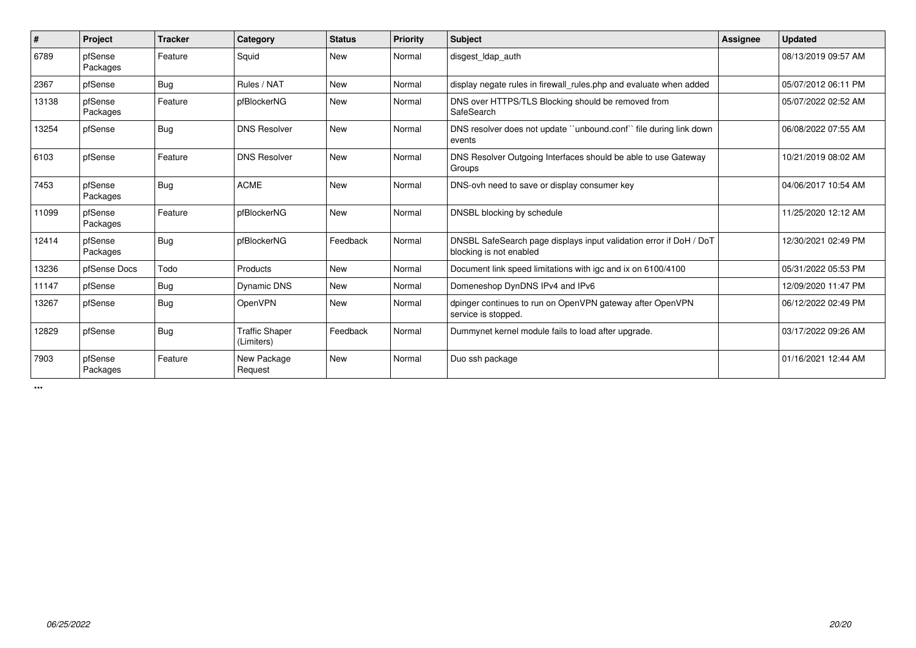| # | Project | Tracker | Category | Status | Priority | Subject | Assignee | Updated |
|---|---|---|---|---|---|---|---|---|
| 6789 | pfSense Packages | Feature | Squid | New | Normal | disgest_ldap_auth | | 08/13/2019 09:57 AM |
| 2367 | pfSense | Bug | Rules / NAT | New | Normal | display negate rules in firewall_rules.php and evaluate when added | | 05/07/2012 06:11 PM |
| 13138 | pfSense Packages | Feature | pfBlockerNG | New | Normal | DNS over HTTPS/TLS Blocking should be removed from SafeSearch | | 05/07/2022 02:52 AM |
| 13254 | pfSense | Bug | DNS Resolver | New | Normal | DNS resolver does not update ``unbound.conf`` file during link down events | | 06/08/2022 07:55 AM |
| 6103 | pfSense | Feature | DNS Resolver | New | Normal | DNS Resolver Outgoing Interfaces should be able to use Gateway Groups | | 10/21/2019 08:02 AM |
| 7453 | pfSense Packages | Bug | ACME | New | Normal | DNS-ovh need to save or display consumer key | | 04/06/2017 10:54 AM |
| 11099 | pfSense Packages | Feature | pfBlockerNG | New | Normal | DNSBL blocking by schedule | | 11/25/2020 12:12 AM |
| 12414 | pfSense Packages | Bug | pfBlockerNG | Feedback | Normal | DNSBL SafeSearch page displays input validation error if DoH / DoT blocking is not enabled | | 12/30/2021 02:49 PM |
| 13236 | pfSense Docs | Todo | Products | New | Normal | Document link speed limitations with igc and ix on 6100/4100 | | 05/31/2022 05:53 PM |
| 11147 | pfSense | Bug | Dynamic DNS | New | Normal | Domeneshop DynDNS IPv4 and IPv6 | | 12/09/2020 11:47 PM |
| 13267 | pfSense | Bug | OpenVPN | New | Normal | dpinger continues to run on OpenVPN gateway after OpenVPN service is stopped. | | 06/12/2022 02:49 PM |
| 12829 | pfSense | Bug | Traffic Shaper (Limiters) | Feedback | Normal | Dummynet kernel module fails to load after upgrade. | | 03/17/2022 09:26 AM |
| 7903 | pfSense Packages | Feature | New Package Request | New | Normal | Duo ssh package | | 01/16/2021 12:44 AM |

...